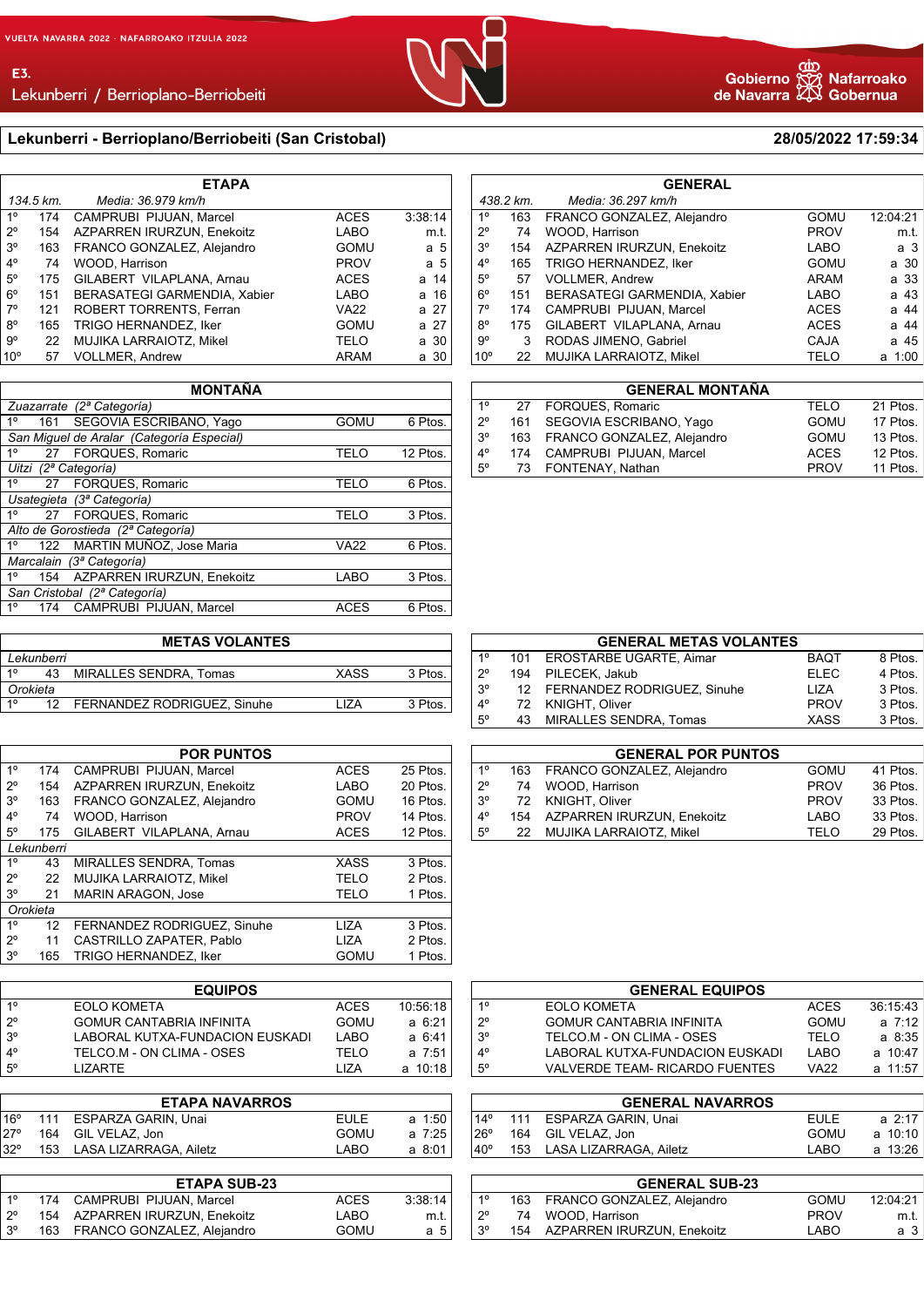VUELTA NAVARRA 2022 · NAFARROAKO IZTULIA 2022

E3.
Lekunberri / Berrioplano-Berriobeiti

Gobierno de Navarra · Nafarroako Gobernua

## Lekunberri - Berrioplano/Berriobeiti (San Cristobal)

28/05/2022 17:59:34

### ETAPA

134.5 km. — Media: 36.979 km/h

| Pos | Dorsal | Nombre | Equipo | Tiempo |
|---|---|---|---|---|
| 1º | 174 | CAMPRUBI PIJUAN, Marcel | ACES | 3:38:14 |
| 2º | 154 | AZPARREN IRURZUN, Enekoitz | LABO | m.t. |
| 3º | 163 | FRANCO GONZALEZ, Alejandro | GOMU | a 5 |
| 4º | 74 | WOOD, Harrison | PROV | a 5 |
| 5º | 175 | GILABERT VILAPLANA, Arnau | ACES | a 14 |
| 6º | 151 | BERASATEGI GARMENDIA, Xabier | LABO | a 16 |
| 7º | 121 | ROBERT TORRENTS, Ferran | VA22 | a 27 |
| 8º | 165 | TRIGO HERNANDEZ, Iker | GOMU | a 27 |
| 9º | 22 | MUJIKA LARRAIOTZ, Mikel | TELO | a 30 |
| 10º | 57 | VOLLMER, Andrew | ARAM | a 30 |

### GENERAL

438.2 km. — Media: 36.297 km/h

| Pos | Dorsal | Nombre | Equipo | Tiempo |
|---|---|---|---|---|
| 1º | 163 | FRANCO GONZALEZ, Alejandro | GOMU | 12:04:21 |
| 2º | 74 | WOOD, Harrison | PROV | m.t. |
| 3º | 154 | AZPARREN IRURZUN, Enekoitz | LABO | a 3 |
| 4º | 165 | TRIGO HERNANDEZ, Iker | GOMU | a 30 |
| 5º | 57 | VOLLMER, Andrew | ARAM | a 33 |
| 6º | 151 | BERASATEGI GARMENDIA, Xabier | LABO | a 43 |
| 7º | 174 | CAMPRUBI PIJUAN, Marcel | ACES | a 44 |
| 8º | 175 | GILABERT VILAPLANA, Arnau | ACES | a 44 |
| 9º | 3 | RODAS JIMENO, Gabriel | CAJA | a 45 |
| 10º | 22 | MUJIKA LARRAIOTZ, Mikel | TELO | a 1:00 |

### MONTAÑA

| Pos | Dorsal | Nombre | Equipo | Puntos |
|---|---|---|---|---|
| *Zuazarrate (2ª Categoría)* | | | | |
| 1º | 161 | SEGOVIA ESCRIBANO, Yago | GOMU | 6 Ptos. |
| *San Miguel de Aralar (Categoría Especial)* | | | | |
| 1º | 27 | FORQUES, Romaric | TELO | 12 Ptos. |
| *Uitzi (2ª Categoría)* | | | | |
| 1º | 27 | FORQUES, Romaric | TELO | 6 Ptos. |
| *Usategieta (3ª Categoría)* | | | | |
| 1º | 27 | FORQUES, Romaric | TELO | 3 Ptos. |
| *Alto de Gorostieda (2ª Categoría)* | | | | |
| 1º | 122 | MARTIN MUÑOZ, Jose Maria | VA22 | 6 Ptos. |
| *Marcalain (3ª Categoría)* | | | | |
| 1º | 154 | AZPARREN IRURZUN, Enekoitz | LABO | 3 Ptos. |
| *San Cristobal (2ª Categoría)* | | | | |
| 1º | 174 | CAMPRUBI PIJUAN, Marcel | ACES | 6 Ptos. |

### GENERAL MONTAÑA

| Pos | Dorsal | Nombre | Equipo | Puntos |
|---|---|---|---|---|
| 1º | 27 | FORQUES, Romaric | TELO | 21 Ptos. |
| 2º | 161 | SEGOVIA ESCRIBANO, Yago | GOMU | 17 Ptos. |
| 3º | 163 | FRANCO GONZALEZ, Alejandro | GOMU | 13 Ptos. |
| 4º | 174 | CAMPRUBI PIJUAN, Marcel | ACES | 12 Ptos. |
| 5º | 73 | FONTENAY, Nathan | PROV | 11 Ptos. |

### METAS VOLANTES

| Pos | Dorsal | Nombre | Equipo | Puntos |
|---|---|---|---|---|
| *Lekunberri* | | | | |
| 1º | 43 | MIRALLES SENDRA, Tomas | XASS | 3 Ptos. |
| *Orokieta* | | | | |
| 1º | 12 | FERNANDEZ RODRIGUEZ, Sinuhe | LIZA | 3 Ptos. |

### GENERAL METAS VOLANTES

| Pos | Dorsal | Nombre | Equipo | Puntos |
|---|---|---|---|---|
| 1º | 101 | EROSTARBE UGARTE, Aimar | BAQT | 8 Ptos. |
| 2º | 194 | PILECEK, Jakub | ELEC | 4 Ptos. |
| 3º | 12 | FERNANDEZ RODRIGUEZ, Sinuhe | LIZA | 3 Ptos. |
| 4º | 72 | KNIGHT, Oliver | PROV | 3 Ptos. |
| 5º | 43 | MIRALLES SENDRA, Tomas | XASS | 3 Ptos. |

### POR PUNTOS

| Pos | Dorsal | Nombre | Equipo | Puntos |
|---|---|---|---|---|
| 1º | 174 | CAMPRUBI PIJUAN, Marcel | ACES | 25 Ptos. |
| 2º | 154 | AZPARREN IRURZUN, Enekoitz | LABO | 20 Ptos. |
| 3º | 163 | FRANCO GONZALEZ, Alejandro | GOMU | 16 Ptos. |
| 4º | 74 | WOOD, Harrison | PROV | 14 Ptos. |
| 5º | 175 | GILABERT VILAPLANA, Arnau | ACES | 12 Ptos. |
| *Lekunberri* | | | | |
| 1º | 43 | MIRALLES SENDRA, Tomas | XASS | 3 Ptos. |
| 2º | 22 | MUJIKA LARRAIOTZ, Mikel | TELO | 2 Ptos. |
| 3º | 21 | MARIN ARAGON, Jose | TELO | 1 Ptos. |
| *Orokieta* | | | | |
| 1º | 12 | FERNANDEZ RODRIGUEZ, Sinuhe | LIZA | 3 Ptos. |
| 2º | 11 | CASTRILLO ZAPATER, Pablo | LIZA | 2 Ptos. |
| 3º | 165 | TRIGO HERNANDEZ, Iker | GOMU | 1 Ptos. |

### GENERAL POR PUNTOS

| Pos | Dorsal | Nombre | Equipo | Puntos |
|---|---|---|---|---|
| 1º | 163 | FRANCO GONZALEZ, Alejandro | GOMU | 41 Ptos. |
| 2º | 74 | WOOD, Harrison | PROV | 36 Ptos. |
| 3º | 72 | KNIGHT, Oliver | PROV | 33 Ptos. |
| 4º | 154 | AZPARREN IRURZUN, Enekoitz | LABO | 33 Ptos. |
| 5º | 22 | MUJIKA LARRAIOTZ, Mikel | TELO | 29 Ptos. |

### EQUIPOS

| Pos | Equipo | Código | Tiempo |
|---|---|---|---|
| 1º | EOLO KOMETA | ACES | 10:56:18 |
| 2º | GOMUR CANTABRIA INFINITA | GOMU | a 6:21 |
| 3º | LABORAL KUTXA-FUNDACION EUSKADI | LABO | a 6:41 |
| 4º | TELCO.M - ON CLIMA - OSES | TELO | a 7:51 |
| 5º | LIZARTE | LIZA | a 10:18 |

### GENERAL EQUIPOS

| Pos | Equipo | Código | Tiempo |
|---|---|---|---|
| 1º | EOLO KOMETA | ACES | 36:15:43 |
| 2º | GOMUR CANTABRIA INFINITA | GOMU | a 7:12 |
| 3º | TELCO.M - ON CLIMA - OSES | TELO | a 8:35 |
| 4º | LABORAL KUTXA-FUNDACION EUSKADI | LABO | a 10:47 |
| 5º | VALVERDE TEAM- RICARDO FUENTES | VA22 | a 11:57 |

### ETAPA NAVARROS

| Pos | Dorsal | Nombre | Equipo | Tiempo |
|---|---|---|---|---|
| 16º | 111 | ESPARZA GARIN, Unai | EULE | a 1:50 |
| 27º | 164 | GIL VELAZ, Jon | GOMU | a 7:25 |
| 32º | 153 | LASA LIZARRAGA, Ailetz | LABO | a 8:01 |

### GENERAL NAVARROS

| Pos | Dorsal | Nombre | Equipo | Tiempo |
|---|---|---|---|---|
| 14º | 111 | ESPARZA GARIN, Unai | EULE | a 2:17 |
| 26º | 164 | GIL VELAZ, Jon | GOMU | a 10:10 |
| 40º | 153 | LASA LIZARRAGA, Ailetz | LABO | a 13:26 |

### ETAPA SUB-23

| Pos | Dorsal | Nombre | Equipo | Tiempo |
|---|---|---|---|---|
| 1º | 174 | CAMPRUBI PIJUAN, Marcel | ACES | 3:38:14 |
| 2º | 154 | AZPARREN IRURZUN, Enekoitz | LABO | m.t. |
| 3º | 163 | FRANCO GONZALEZ, Alejandro | GOMU | a 5 |

### GENERAL SUB-23

| Pos | Dorsal | Nombre | Equipo | Tiempo |
|---|---|---|---|---|
| 1º | 163 | FRANCO GONZALEZ, Alejandro | GOMU | 12:04:21 |
| 2º | 74 | WOOD, Harrison | PROV | m.t. |
| 3º | 154 | AZPARREN IRURZUN, Enekoitz | LABO | a 3 |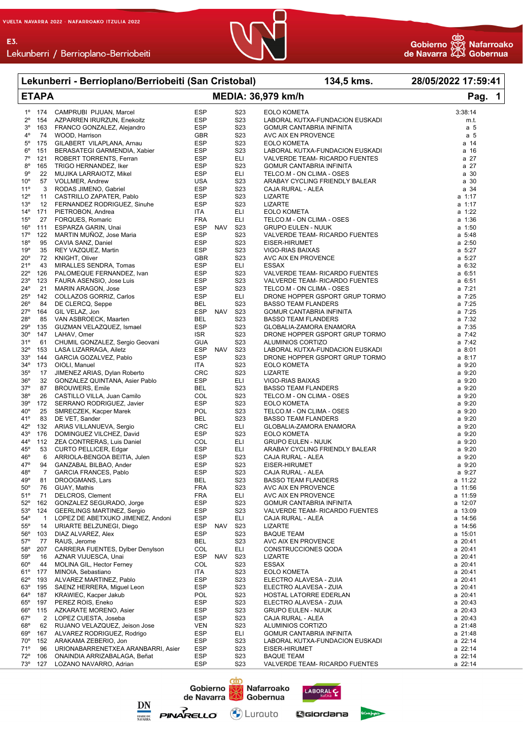## Lekunberri - Berrioplano/Berriobeiti (San Cristobal) — 134,5 kms. — 28/05/2022 17:59:41

**ETAPA** — **MEDIA: 36,979 km/h** — **Pag. 1**

| Pos | Dorsal | Nombre | País | | Cat. | Equipo | Tiempo |
|---|---|---|---|---|---|---|---|
| 1º | 174 | CAMPRUBI PIJUAN, Marcel | ESP | | S23 | EOLO KOMETA | 3:38:14 |
| 2º | 154 | AZPARREN IRURZUN, Enekoitz | ESP | | S23 | LABORAL KUTXA-FUNDACION EUSKADI | m.t. |
| 3º | 163 | FRANCO GONZALEZ, Alejandro | ESP | | S23 | GOMUR CANTABRIA INFINITA | a 5 |
| 4º | 74 | WOOD, Harrison | GBR | | S23 | AVC AIX EN PROVENCE | a 5 |
| 5º | 175 | GILABERT VILAPLANA, Arnau | ESP | | S23 | EOLO KOMETA | a 14 |
| 6º | 151 | BERASATEGI GARMENDIA, Xabier | ESP | | S23 | LABORAL KUTXA-FUNDACION EUSKADI | a 16 |
| 7º | 121 | ROBERT TORRENTS, Ferran | ESP | | ELI | VALVERDE TEAM- RICARDO FUENTES | a 27 |
| 8º | 165 | TRIGO HERNANDEZ, Iker | ESP | | S23 | GOMUR CANTABRIA INFINITA | a 27 |
| 9º | 22 | MUJIKA LARRAIOTZ, Mikel | ESP | | ELI | TELCO.M - ON CLIMA - OSES | a 30 |
| 10º | 57 | VOLLMER, Andrew | USA | | S23 | ARABAY CYCLING FRIENDLY BALEAR | a 30 |
| 11º | 3 | RODAS JIMENO, Gabriel | ESP | | S23 | CAJA RURAL - ALEA | a 34 |
| 12º | 11 | CASTRILLO ZAPATER, Pablo | ESP | | S23 | LIZARTE | a 1:17 |
| 13º | 12 | FERNANDEZ RODRIGUEZ, Sinuhe | ESP | | S23 | LIZARTE | a 1:17 |
| 14º | 171 | PIETROBON, Andrea | ITA | | ELI | EOLO KOMETA | a 1:22 |
| 15º | 27 | FORQUES, Romaric | FRA | | ELI | TELCO.M - ON CLIMA - OSES | a 1:36 |
| 16º | 111 | ESPARZA GARIN, Unai | ESP | NAV | S23 | GRUPO EULEN - NUUK | a 1:50 |
| 17º | 122 | MARTIN MUÑOZ, Jose Maria | ESP | | S23 | VALVERDE TEAM- RICARDO FUENTES | a 5:48 |
| 18º | 95 | CAVIA SANZ, Daniel | ESP | | S23 | EISER-HIRUMET | a 2:50 |
| 19º | 35 | REY VAZQUEZ, Martin | ESP | | S23 | VIGO-RIAS BAIXAS | a 5:27 |
| 20º | 72 | KNIGHT, Oliver | GBR | | S23 | AVC AIX EN PROVENCE | a 5:27 |
| 21º | 43 | MIRALLES SENDRA, Tomas | ESP | | ELI | ESSAX | a 6:32 |
| 22º | 126 | PALOMEQUE FERNANDEZ, Ivan | ESP | | S23 | VALVERDE TEAM- RICARDO FUENTES | a 6:51 |
| 23º | 123 | FAURA ASENSIO, Jose Luis | ESP | | S23 | VALVERDE TEAM- RICARDO FUENTES | a 6:51 |
| 24º | 21 | MARIN ARAGON, Jose | ESP | | S23 | TELCO.M - ON CLIMA - OSES | a 7:21 |
| 25º | 142 | COLLAZOS GORRIZ, Carlos | ESP | | ELI | DRONE HOPPER GSPORT GRUP TORMO | a 7:25 |
| 26º | 84 | DE CLERCQ, Seppe | BEL | | S23 | BASSO TEAM FLANDERS | a 7:25 |
| 27º | 164 | GIL VELAZ, Jon | ESP | NAV | S23 | GOMUR CANTABRIA INFINITA | a 7:25 |
| 28º | 85 | VAN ASBROECK, Maarten | BEL | | S23 | BASSO TEAM FLANDERS | a 7:32 |
| 29º | 135 | GUZMAN VELAZQUEZ, Ismael | ESP | | S23 | GLOBALIA-ZAMORA ENAMORA | a 7:35 |
| 30º | 147 | LAHAV, Omer | ISR | | S23 | DRONE HOPPER GSPORT GRUP TORMO | a 7:42 |
| 31º | 61 | CHUMIL GONZALEZ, Sergio Geovani | GUA | | S23 | ALUMINIOS CORTIZO | a 7:42 |
| 32º | 153 | LASA LIZARRAGA, Ailetz | ESP | NAV | S23 | LABORAL KUTXA-FUNDACION EUSKADI | a 8:01 |
| 33º | 144 | GARCIA GOZALVEZ, Pablo | ESP | | S23 | DRONE HOPPER GSPORT GRUP TORMO | a 8:17 |
| 34º | 173 | OIOLI, Manuel | ITA | | S23 | EOLO KOMETA | a 9:20 |
| 35º | 17 | JIMENEZ ARIAS, Dylan Roberto | CRC | | S23 | LIZARTE | a 9:20 |
| 36º | 32 | GONZALEZ QUINTANA, Asier Pablo | ESP | | ELI | VIGO-RIAS BAIXAS | a 9:20 |
| 37º | 87 | BROUWERS, Emile | BEL | | S23 | BASSO TEAM FLANDERS | a 9:20 |
| 38º | 26 | CASTILLO VILLA, Juan Camilo | COL | | S23 | TELCO.M - ON CLIMA - OSES | a 9:20 |
| 39º | 172 | SERRANO RODRIGUEZ, Javier | ESP | | S23 | EOLO KOMETA | a 9:20 |
| 40º | 25 | SMRECZEK, Kacper Marek | POL | | S23 | TELCO.M - ON CLIMA - OSES | a 9:20 |
| 41º | 83 | DE VET, Sander | BEL | | S23 | BASSO TEAM FLANDERS | a 9:20 |
| 42º | 132 | ARIAS VILLANUEVA, Sergio | CRC | | ELI | GLOBALIA-ZAMORA ENAMORA | a 9:20 |
| 43º | 176 | DOMINGUEZ VILCHEZ, David | ESP | | S23 | EOLO KOMETA | a 9:20 |
| 44º | 112 | ZEA CONTRERAS, Luis Daniel | COL | | ELI | GRUPO EULEN - NUUK | a 9:20 |
| 45º | 53 | CURTO PELLICER, Edgar | ESP | | ELI | ARABAY CYCLING FRIENDLY BALEAR | a 9:20 |
| 46º | 6 | ARRIOLA-BENGOA BEITIA, Julen | ESP | | S23 | CAJA RURAL - ALEA | a 9:20 |
| 47º | 94 | GANZABAL BILBAO, Ander | ESP | | S23 | EISER-HIRUMET | a 9:20 |
| 48º | 7 | GARCIA FRANCES, Pablo | ESP | | S23 | CAJA RURAL - ALEA | a 9:27 |
| 49º | 81 | DROOGMANS, Lars | BEL | | S23 | BASSO TEAM FLANDERS | a 11:22 |
| 50º | 76 | GUAY, Mathis | FRA | | S23 | AVC AIX EN PROVENCE | a 11:56 |
| 51º | 71 | DELCROS, Clement | FRA | | ELI | AVC AIX EN PROVENCE | a 11:59 |
| 52º | 162 | GONZALEZ SEGURADO, Jorge | ESP | | S23 | GOMUR CANTABRIA INFINITA | a 12:07 |
| 53º | 124 | GEERLINGS MARTINEZ, Sergio | ESP | | S23 | VALVERDE TEAM- RICARDO FUENTES | a 13:09 |
| 54º | 1 | LOPEZ DE ABETXUKO JIMENEZ, Andoni | ESP | | ELI | CAJA RURAL - ALEA | a 14:56 |
| 55º | 14 | URIARTE BELZUNEGI, Diego | ESP | NAV | S23 | LIZARTE | a 14:56 |
| 56º | 103 | DIAZ ALVAREZ, Alex | ESP | | S23 | BAQUE TEAM | a 15:01 |
| 57º | 77 | RAUS, Jerome | BEL | | S23 | AVC AIX EN PROVENCE | a 20:41 |
| 58º | 207 | CARRERA FUENTES, Dylber Denylson | COL | | ELI | CONSTRUCCIONES QODA | a 20:41 |
| 59º | 16 | AZNAR VIJUESCA, Unai | ESP | NAV | S23 | LIZARTE | a 20:41 |
| 60º | 44 | MOLINA GIL, Hector Ferney | COL | | S23 | ESSAX | a 20:41 |
| 61º | 177 | MINOIA, Sebastiano | ITA | | S23 | EOLO KOMETA | a 20:41 |
| 62º | 193 | ALVAREZ MARTINEZ, Pablo | ESP | | S23 | ELECTRO ALAVESA - ZUIA | a 20:41 |
| 63º | 195 | SAENZ HERRERA, Miguel Leon | ESP | | S23 | ELECTRO ALAVESA - ZUIA | a 20:41 |
| 64º | 187 | KRAWIEC, Kacper Jakub | POL | | S23 | HOSTAL LATORRE EDERLAN | a 20:41 |
| 65º | 197 | PEREZ ROIS, Eneko | ESP | | S23 | ELECTRO ALAVESA - ZUIA | a 20:43 |
| 66º | 115 | AZKARATE MORENO, Asier | ESP | | S23 | GRUPO EULEN - NUUK | a 20:43 |
| 67º | 2 | LOPEZ CUESTA, Joseba | ESP | | S23 | CAJA RURAL - ALEA | a 20:43 |
| 68º | 62 | RUJANO VELAZQUEZ, Jeison Jose | VEN | | S23 | ALUMINIOS CORTIZO | a 21:48 |
| 69º | 167 | ALVAREZ RODRIGUEZ, Rodrigo | ESP | | ELI | GOMUR CANTABRIA INFINITA | a 21:48 |
| 70º | 152 | ARAKAMA ZEBERIO, Jon | ESP | | S23 | LABORAL KUTXA-FUNDACION EUSKADI | a 22:14 |
| 71º | 96 | URIONABARRENETXEA ARANBARRI, Asier | ESP | | S23 | EISER-HIRUMET | a 22:14 |
| 72º | 106 | ONAINDIA ARRIZABALAGA, Beñat | ESP | | S23 | BAQUE TEAM | a 22:14 |
| 73º | 127 | LOZANO NAVARRO, Adrian | ESP | | S23 | VALVERDE TEAM- RICARDO FUENTES | a 22:14 |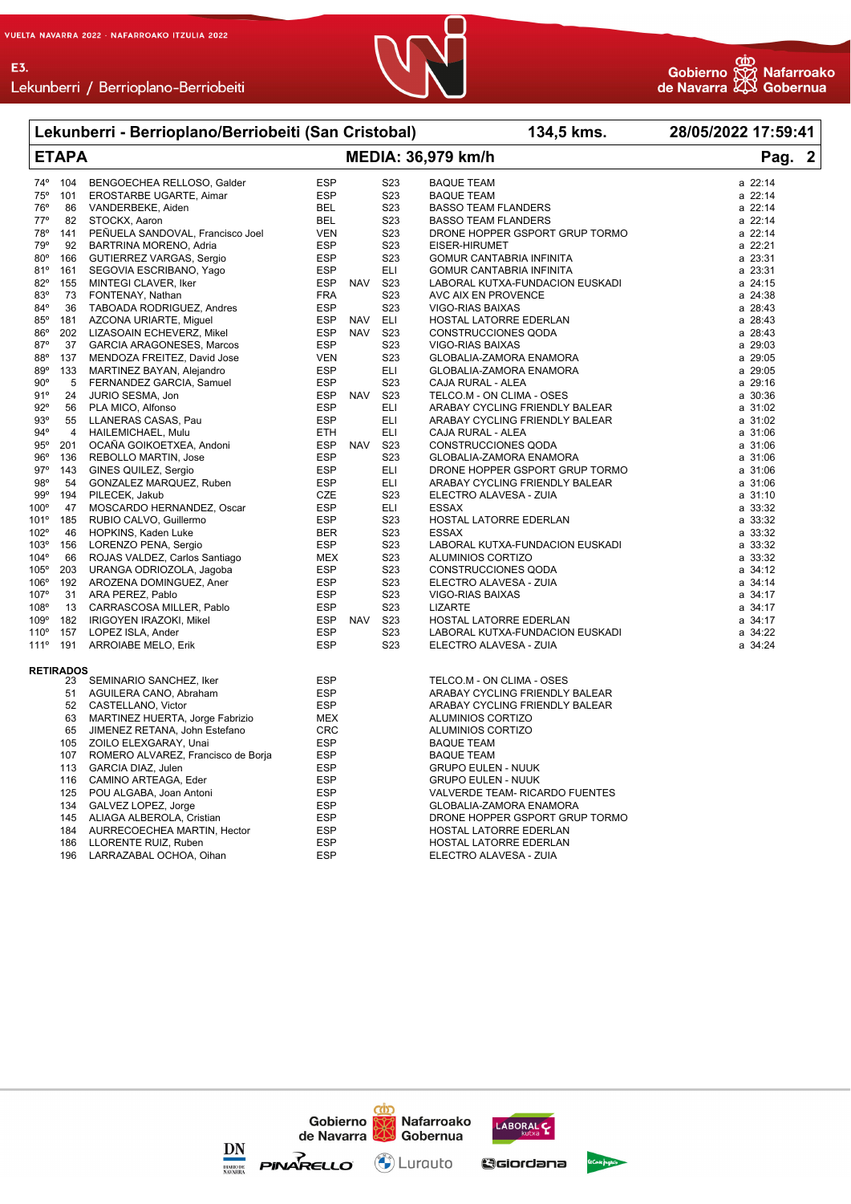| Lekunberri - Berrioplano/Berriobeiti (San Cristobal) | | | | | | 134,5 kms. | 28/05/2022 17:59:41 |
|---|---|---|---|---|---|---|---|
| **ETAPA** | | | **MEDIA: 36,979 km/h** | | | | **Pag. 2** |
| 74º | 104 | BENGOECHEA RELLOSO, Galder | ESP | | S23 | BAQUE TEAM | a 22:14 |
| 75º | 101 | EROSTARBE UGARTE, Aimar | ESP | | S23 | BAQUE TEAM | a 22:14 |
| 76º | 86 | VANDERBEKE, Aiden | BEL | | S23 | BASSO TEAM FLANDERS | a 22:14 |
| 77º | 82 | STOCKX, Aaron | BEL | | S23 | BASSO TEAM FLANDERS | a 22:14 |
| 78º | 141 | PEÑUELA SANDOVAL, Francisco Joel | VEN | | S23 | DRONE HOPPER GSPORT GRUP TORMO | a 22:14 |
| 79º | 92 | BARTRINA MORENO, Adria | ESP | | S23 | EISER-HIRUMET | a 22:21 |
| 80º | 166 | GUTIERREZ VARGAS, Sergio | ESP | | S23 | GOMUR CANTABRIA INFINITA | a 23:31 |
| 81º | 161 | SEGOVIA ESCRIBANO, Yago | ESP | | ELI | GOMUR CANTABRIA INFINITA | a 23:31 |
| 82º | 155 | MINTEGI CLAVER, Iker | ESP | NAV | S23 | LABORAL KUTXA-FUNDACION EUSKADI | a 24:15 |
| 83º | 73 | FONTENAY, Nathan | FRA | | S23 | AVC AIX EN PROVENCE | a 24:38 |
| 84º | 36 | TABOADA RODRIGUEZ, Andres | ESP | | S23 | VIGO-RIAS BAIXAS | a 28:43 |
| 85º | 181 | AZCONA URIARTE, Miguel | ESP | NAV | ELI | HOSTAL LATORRE EDERLAN | a 28:43 |
| 86º | 202 | LIZASOAIN ECHEVERZ, Mikel | ESP | NAV | S23 | CONSTRUCCIONES QODA | a 28:43 |
| 87º | 37 | CIVIDANES ARAGONESES, Marcos | ESP | | S23 | VIGO-RIAS BAIXAS | a 29:03 |
| 88º | 137 | MENDOZA FREITEZ, David Jose | VEN | | S23 | GLOBALIA-ZAMORA ENAMORA | a 29:05 |
| 89º | 133 | MARTINEZ BAYAN, Alejandro | ESP | | ELI | GLOBALIA-ZAMORA ENAMORA | a 29:05 |
| 90º | 5 | FERNANDEZ GARCIA, Samuel | ESP | | S23 | CAJA RURAL - ALEA | a 29:16 |
| 91º | 24 | JURIO SESMA, Jon | ESP | NAV | S23 | TELCO.M - ON CLIMA - OSES | a 30:36 |
| 92º | 56 | PLA MICO, Alfonso | ESP | | ELI | ARABAY CYCLING FRIENDLY BALEAR | a 31:02 |
| 93º | 55 | LLANERAS CASAS, Pau | ESP | | ELI | ARABAY CYCLING FRIENDLY BALEAR | a 31:02 |
| 94º | 4 | HAILEMICHAEL, Mulu | ETH | | ELI | CAJA RURAL - ALEA | a 31:06 |
| 95º | 201 | OCAÑA GOIKOETXEA, Andoni | ESP | NAV | S23 | CONSTRUCCIONES QODA | a 31:06 |
| 96º | 136 | REBOLLO MARTIN, Jose | ESP | | S23 | GLOBALIA-ZAMORA ENAMORA | a 31:06 |
| 97º | 143 | GINES QUILEZ, Sergio | ESP | | ELI | DRONE HOPPER GSPORT GRUP TORMO | a 31:06 |
| 98º | 54 | GONZALEZ MARQUEZ, Ruben | ESP | | ELI | ARABAY CYCLING FRIENDLY BALEAR | a 31:06 |
| 99º | 194 | PILECEK, Jakub | CZE | | S23 | ELECTRO ALAVESA - ZUIA | a 31:10 |
| 100º | 47 | MOSCARDO HERNANDEZ, Oscar | ESP | | ELI | ESSAX | a 33:32 |
| 101º | 185 | RUBIO CALVO, Guillermo | ESP | | S23 | HOSTAL LATORRE EDERLAN | a 33:32 |
| 102º | 46 | HOPKINS, Kaden Luke | BER | | S23 | ESSAX | a 33:32 |
| 103º | 156 | LORENZO PENA, Sergio | ESP | | S23 | LABORAL KUTXA-FUNDACION EUSKADI | a 33:32 |
| 104º | 66 | ROJAS VALDEZ, Carlos Santiago | MEX | | S23 | ALUMINIOS CORTIZO | a 33:32 |
| 105º | 203 | URANGA ODRIOZOLA, Jagoba | ESP | | S23 | CONSTRUCCIONES QODA | a 34:12 |
| 106º | 192 | AROZENA DOMINGUEZ, Aner | ESP | | S23 | ELECTRO ALAVESA - ZUIA | a 34:14 |
| 107º | 31 | ARA PEREZ, Pablo | ESP | | S23 | VIGO-RIAS BAIXAS | a 34:17 |
| 108º | 13 | CARRASCOSA MILLER, Pablo | ESP | | S23 | LIZARTE | a 34:17 |
| 109º | 182 | IRIGOYEN IRAZOKI, Mikel | ESP | NAV | S23 | HOSTAL LATORRE EDERLAN | a 34:17 |
| 110º | 157 | LOPEZ ISLA, Ander | ESP | | S23 | LABORAL KUTXA-FUNDACION EUSKADI | a 34:22 |
| 111º | 191 | ARROIABE MELO, Erik | ESP | | S23 | ELECTRO ALAVESA - ZUIA | a 34:24 |

**RETIRADOS**

| Dorsal | Nombre | Nac. | Equipo |
|---|---|---|---|
| 23 | SEMINARIO SANCHEZ, Iker | ESP | TELCO.M - ON CLIMA - OSES |
| 51 | AGUILERA CANO, Abraham | ESP | ARABAY CYCLING FRIENDLY BALEAR |
| 52 | CASTELLANO, Victor | ESP | ARABAY CYCLING FRIENDLY BALEAR |
| 63 | MARTINEZ HUERTA, Jorge Fabrizio | MEX | ALUMINIOS CORTIZO |
| 65 | JIMENEZ RETANA, John Estefano | CRC | ALUMINIOS CORTIZO |
| 105 | ZOILO ELEXGARAY, Unai | ESP | BAQUE TEAM |
| 107 | ROMERO ALVAREZ, Francisco de Borja | ESP | BAQUE TEAM |
| 113 | GARCIA DIAZ, Julen | ESP | GRUPO EULEN - NUUK |
| 116 | CAMINO ARTEAGA, Eder | ESP | GRUPO EULEN - NUUK |
| 125 | POU ALGABA, Joan Antoni | ESP | VALVERDE TEAM- RICARDO FUENTES |
| 134 | GALVEZ LOPEZ, Jorge | ESP | GLOBALIA-ZAMORA ENAMORA |
| 145 | ALIAGA ALBEROLA, Cristian | ESP | DRONE HOPPER GSPORT GRUP TORMO |
| 184 | AURRECOECHEA MARTIN, Hector | ESP | HOSTAL LATORRE EDERLAN |
| 186 | LLORENTE RUIZ, Ruben | ESP | HOSTAL LATORRE EDERLAN |
| 196 | LARRAZABAL OCHOA, Oihan | ESP | ELECTRO ALAVESA - ZUIA |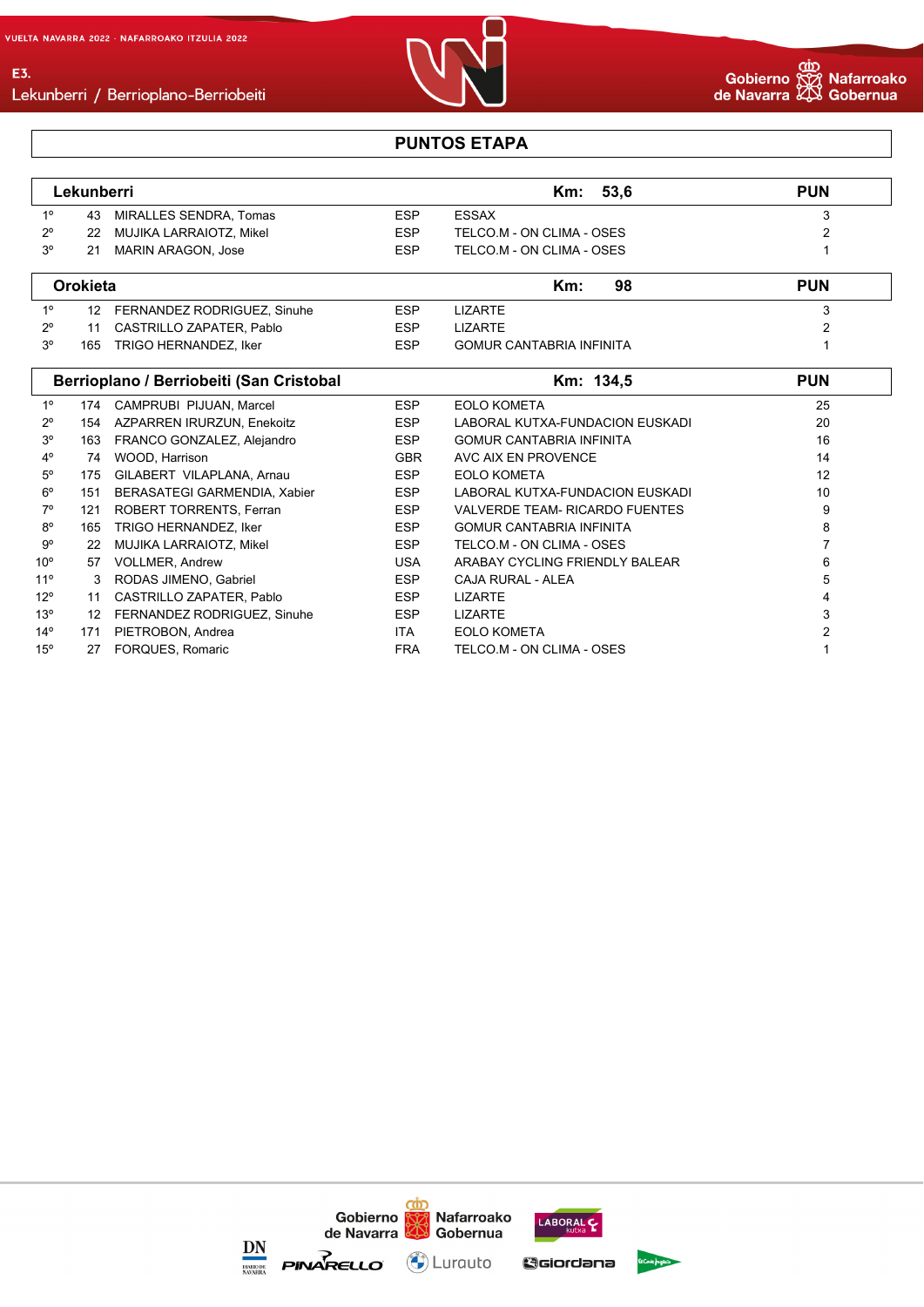## PUNTOS ETAPA

| Lekunberri | | | | | Km: 53,6 | PUN |
|---|---|---|---|---|---|---|
| 1º | 43 | MIRALLES SENDRA, Tomas | ESP | ESSAX | | 3 |
| 2º | 22 | MUJIKA LARRAIOTZ, Mikel | ESP | TELCO.M - ON CLIMA - OSES | | 2 |
| 3º | 21 | MARIN ARAGON, Jose | ESP | TELCO.M - ON CLIMA - OSES | | 1 |

| Orokieta | | | | | Km: 98 | PUN |
|---|---|---|---|---|---|---|
| 1º | 12 | FERNANDEZ RODRIGUEZ, Sinuhe | ESP | LIZARTE | | 3 |
| 2º | 11 | CASTRILLO ZAPATER, Pablo | ESP | LIZARTE | | 2 |
| 3º | 165 | TRIGO HERNANDEZ, Iker | ESP | GOMUR CANTABRIA INFINITA | | 1 |

| Berrioplano / Berriobeiti (San Cristobal | | | | | Km: 134,5 | PUN |
|---|---|---|---|---|---|---|
| 1º | 174 | CAMPRUBI PIJUAN, Marcel | ESP | EOLO KOMETA | | 25 |
| 2º | 154 | AZPARREN IRURZUN, Enekoitz | ESP | LABORAL KUTXA-FUNDACION EUSKADI | | 20 |
| 3º | 163 | FRANCO GONZALEZ, Alejandro | ESP | GOMUR CANTABRIA INFINITA | | 16 |
| 4º | 74 | WOOD, Harrison | GBR | AVC AIX EN PROVENCE | | 14 |
| 5º | 175 | GILABERT VILAPLANA, Arnau | ESP | EOLO KOMETA | | 12 |
| 6º | 151 | BERASATEGI GARMENDIA, Xabier | ESP | LABORAL KUTXA-FUNDACION EUSKADI | | 10 |
| 7º | 121 | ROBERT TORRENTS, Ferran | ESP | VALVERDE TEAM- RICARDO FUENTES | | 9 |
| 8º | 165 | TRIGO HERNANDEZ, Iker | ESP | GOMUR CANTABRIA INFINITA | | 8 |
| 9º | 22 | MUJIKA LARRAIOTZ, Mikel | ESP | TELCO.M - ON CLIMA - OSES | | 7 |
| 10º | 57 | VOLLMER, Andrew | USA | ARABAY CYCLING FRIENDLY BALEAR | | 6 |
| 11º | 3 | RODAS JIMENO, Gabriel | ESP | CAJA RURAL - ALEA | | 5 |
| 12º | 11 | CASTRILLO ZAPATER, Pablo | ESP | LIZARTE | | 4 |
| 13º | 12 | FERNANDEZ RODRIGUEZ, Sinuhe | ESP | LIZARTE | | 3 |
| 14º | 171 | PIETROBON, Andrea | ITA | EOLO KOMETA | | 2 |
| 15º | 27 | FORQUES, Romaric | FRA | TELCO.M - ON CLIMA - OSES | | 1 |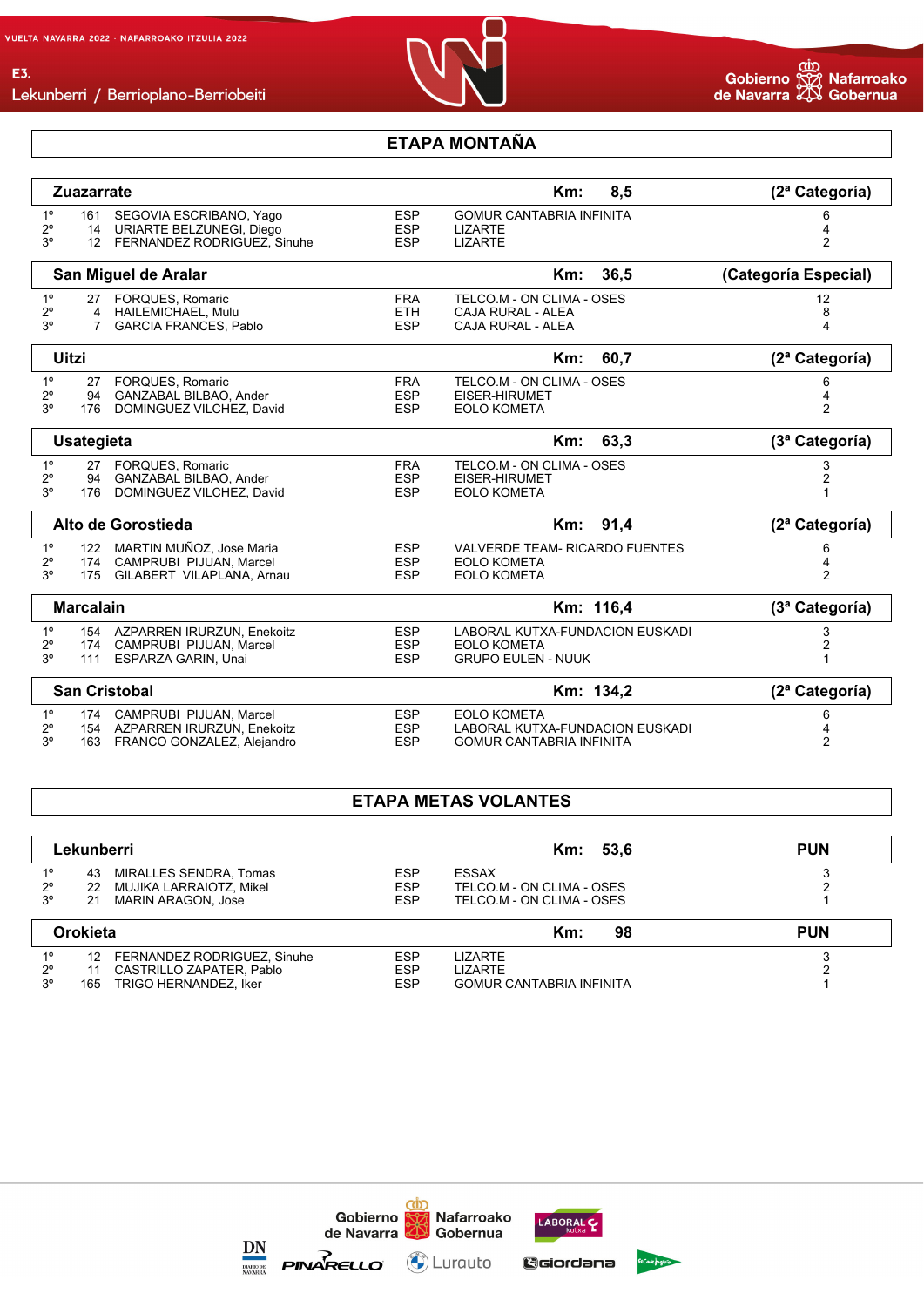## ETAPA MONTAÑA

| Zuazarrate | | | | Km: 8,5 | (2ª Categoría) |
|---|---|---|---|---|---|
| 1º | 161 | SEGOVIA ESCRIBANO, Yago | ESP | GOMUR CANTABRIA INFINITA | 6 |
| 2º | 14 | URIARTE BELZUNEGI, Diego | ESP | LIZARTE | 4 |
| 3º | 12 | FERNANDEZ RODRIGUEZ, Sinuhe | ESP | LIZARTE | 2 |

| San Miguel de Aralar | | | | Km: 36,5 | (Categoría Especial) |
|---|---|---|---|---|---|
| 1º | 27 | FORQUES, Romaric | FRA | TELCO.M - ON CLIMA - OSES | 12 |
| 2º | 4 | HAILEMICHAEL, Mulu | ETH | CAJA RURAL - ALEA | 8 |
| 3º | 7 | GARCIA FRANCES, Pablo | ESP | CAJA RURAL - ALEA | 4 |

| Uitzi | | | | Km: 60,7 | (2ª Categoría) |
|---|---|---|---|---|---|
| 1º | 27 | FORQUES, Romaric | FRA | TELCO.M - ON CLIMA - OSES | 6 |
| 2º | 94 | GANZABAL BILBAO, Ander | ESP | EISER-HIRUMET | 4 |
| 3º | 176 | DOMINGUEZ VILCHEZ, David | ESP | EOLO KOMETA | 2 |

| Usategieta | | | | Km: 63,3 | (3ª Categoría) |
|---|---|---|---|---|---|
| 1º | 27 | FORQUES, Romaric | FRA | TELCO.M - ON CLIMA - OSES | 3 |
| 2º | 94 | GANZABAL BILBAO, Ander | ESP | EISER-HIRUMET | 2 |
| 3º | 176 | DOMINGUEZ VILCHEZ, David | ESP | EOLO KOMETA | 1 |

| Alto de Gorostieda | | | | Km: 91,4 | (2ª Categoría) |
|---|---|---|---|---|---|
| 1º | 122 | MARTIN MUÑOZ, Jose Maria | ESP | VALVERDE TEAM- RICARDO FUENTES | 6 |
| 2º | 174 | CAMPRUBI PIJUAN, Marcel | ESP | EOLO KOMETA | 4 |
| 3º | 175 | GILABERT VILAPLANA, Arnau | ESP | EOLO KOMETA | 2 |

| Marcalain | | | | Km: 116,4 | (3ª Categoría) |
|---|---|---|---|---|---|
| 1º | 154 | AZPARREN IRURZUN, Enekoitz | ESP | LABORAL KUTXA-FUNDACION EUSKADI | 3 |
| 2º | 174 | CAMPRUBI PIJUAN, Marcel | ESP | EOLO KOMETA | 2 |
| 3º | 111 | ESPARZA GARIN, Unai | ESP | GRUPO EULEN - NUUK | 1 |

| San Cristobal | | | | Km: 134,2 | (2ª Categoría) |
|---|---|---|---|---|---|
| 1º | 174 | CAMPRUBI PIJUAN, Marcel | ESP | EOLO KOMETA | 6 |
| 2º | 154 | AZPARREN IRURZUN, Enekoitz | ESP | LABORAL KUTXA-FUNDACION EUSKADI | 4 |
| 3º | 163 | FRANCO GONZALEZ, Alejandro | ESP | GOMUR CANTABRIA INFINITA | 2 |

## ETAPA METAS VOLANTES

| Lekunberri | | | | Km: 53,6 | PUN |
|---|---|---|---|---|---|
| 1º | 43 | MIRALLES SENDRA, Tomas | ESP | ESSAX | 3 |
| 2º | 22 | MUJIKA LARRAIOTZ, Mikel | ESP | TELCO.M - ON CLIMA - OSES | 2 |
| 3º | 21 | MARIN ARAGON, Jose | ESP | TELCO.M - ON CLIMA - OSES | 1 |

| Orokieta | | | | Km: 98 | PUN |
|---|---|---|---|---|---|
| 1º | 12 | FERNANDEZ RODRIGUEZ, Sinuhe | ESP | LIZARTE | 3 |
| 2º | 11 | CASTRILLO ZAPATER, Pablo | ESP | LIZARTE | 2 |
| 3º | 165 | TRIGO HERNANDEZ, Iker | ESP | GOMUR CANTABRIA INFINITA | 1 |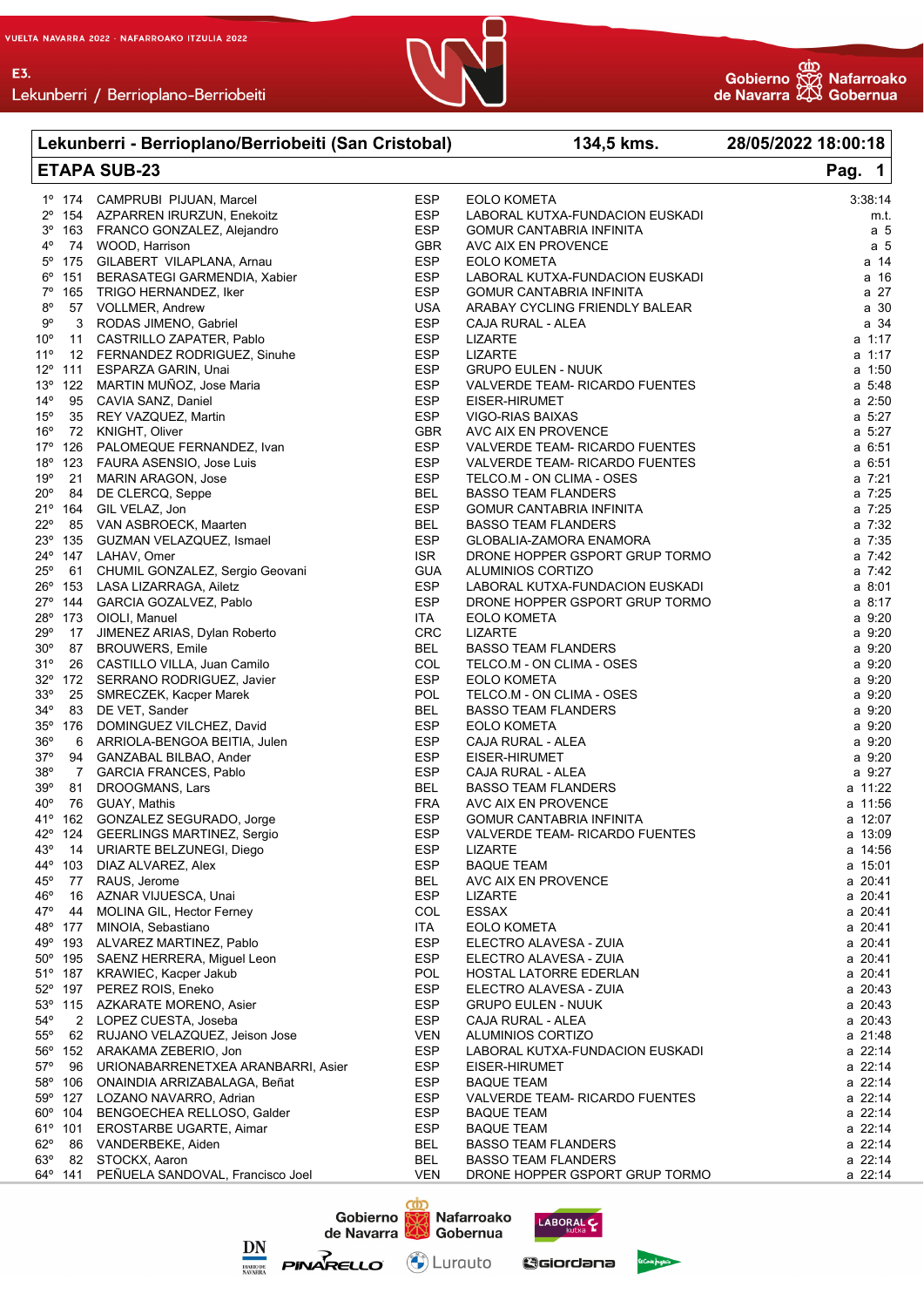| Lekunberri - Berrioplano/Berriobeiti (San Cristobal) | | | | 134,5 kms. | 28/05/2022 18:00:18 |
|---|---|---|---|---|---|
| **ETAPA SUB-23** | | | | | |
| 1º | 174 | CAMPRUBI PIJUAN, Marcel | ESP | EOLO KOMETA | 3:38:14 |
| 2º | 154 | AZPARREN IRURZUN, Enekoitz | ESP | LABORAL KUTXA-FUNDACION EUSKADI | m.t. |
| 3º | 163 | FRANCO GONZALEZ, Alejandro | ESP | GOMUR CANTABRIA INFINITA | a 5 |
| 4º | 74 | WOOD, Harrison | GBR | AVC AIX EN PROVENCE | a 5 |
| 5º | 175 | GILABERT VILAPLANA, Arnau | ESP | EOLO KOMETA | a 14 |
| 6º | 151 | BERASATEGI GARMENDIA, Xabier | ESP | LABORAL KUTXA-FUNDACION EUSKADI | a 16 |
| 7º | 165 | TRIGO HERNANDEZ, Iker | ESP | GOMUR CANTABRIA INFINITA | a 27 |
| 8º | 57 | VOLLMER, Andrew | USA | ARABAY CYCLING FRIENDLY BALEAR | a 30 |
| 9º | 3 | RODAS JIMENO, Gabriel | ESP | CAJA RURAL - ALEA | a 34 |
| 10º | 11 | CASTRILLO ZAPATER, Pablo | ESP | LIZARTE | a 1:17 |
| 11º | 12 | FERNANDEZ RODRIGUEZ, Sinuhe | ESP | LIZARTE | a 1:17 |
| 12º | 111 | ESPARZA GARIN, Unai | ESP | GRUPO EULEN - NUUK | a 1:50 |
| 13º | 122 | MARTIN MUÑOZ, Jose Maria | ESP | VALVERDE TEAM- RICARDO FUENTES | a 5:48 |
| 14º | 95 | CAVIA SANZ, Daniel | ESP | EISER-HIRUMET | a 2:50 |
| 15º | 35 | REY VAZQUEZ, Martin | ESP | VIGO-RIAS BAIXAS | a 5:27 |
| 16º | 72 | KNIGHT, Oliver | GBR | AVC AIX EN PROVENCE | a 5:27 |
| 17º | 126 | PALOMEQUE FERNANDEZ, Ivan | ESP | VALVERDE TEAM- RICARDO FUENTES | a 6:51 |
| 18º | 123 | FAURA ASENSIO, Jose Luis | ESP | VALVERDE TEAM- RICARDO FUENTES | a 6:51 |
| 19º | 21 | MARIN ARAGON, Jose | ESP | TELCO.M - ON CLIMA - OSES | a 7:21 |
| 20º | 84 | DE CLERCQ, Seppe | BEL | BASSO TEAM FLANDERS | a 7:25 |
| 21º | 164 | GIL VELAZ, Jon | ESP | GOMUR CANTABRIA INFINITA | a 7:25 |
| 22º | 85 | VAN ASBROECK, Maarten | BEL | BASSO TEAM FLANDERS | a 7:32 |
| 23º | 135 | GUZMAN VELAZQUEZ, Ismael | ESP | GLOBALIA-ZAMORA ENAMORA | a 7:35 |
| 24º | 147 | LAHAV, Omer | ISR | DRONE HOPPER GSPORT GRUP TORMO | a 7:42 |
| 25º | 61 | CHUMIL GONZALEZ, Sergio Geovani | GUA | ALUMINIOS CORTIZO | a 7:42 |
| 26º | 153 | LASA LIZARRAGA, Ailetz | ESP | LABORAL KUTXA-FUNDACION EUSKADI | a 8:01 |
| 27º | 144 | GARCIA GOZALVEZ, Pablo | ESP | DRONE HOPPER GSPORT GRUP TORMO | a 8:17 |
| 28º | 173 | OIOLI, Manuel | ITA | EOLO KOMETA | a 9:20 |
| 29º | 17 | JIMENEZ ARIAS, Dylan Roberto | CRC | LIZARTE | a 9:20 |
| 30º | 87 | BROUWERS, Emile | BEL | BASSO TEAM FLANDERS | a 9:20 |
| 31º | 26 | CASTILLO VILLA, Juan Camilo | COL | TELCO.M - ON CLIMA - OSES | a 9:20 |
| 32º | 172 | SERRANO RODRIGUEZ, Javier | ESP | EOLO KOMETA | a 9:20 |
| 33º | 25 | SMRECZEK, Kacper Marek | POL | TELCO.M - ON CLIMA - OSES | a 9:20 |
| 34º | 83 | DE VET, Sander | BEL | BASSO TEAM FLANDERS | a 9:20 |
| 35º | 176 | DOMINGUEZ VILCHEZ, David | ESP | EOLO KOMETA | a 9:20 |
| 36º | 6 | ARRIOLA-BENGOA BEITIA, Julen | ESP | CAJA RURAL - ALEA | a 9:20 |
| 37º | 94 | GANZABAL BILBAO, Ander | ESP | EISER-HIRUMET | a 9:20 |
| 38º | 7 | GARCIA FRANCES, Pablo | ESP | CAJA RURAL - ALEA | a 9:27 |
| 39º | 81 | DROOGMANS, Lars | BEL | BASSO TEAM FLANDERS | a 11:22 |
| 40º | 76 | GUAY, Mathis | FRA | AVC AIX EN PROVENCE | a 11:56 |
| 41º | 162 | GONZALEZ SEGURADO, Jorge | ESP | GOMUR CANTABRIA INFINITA | a 12:07 |
| 42º | 124 | GEERLINGS MARTINEZ, Sergio | ESP | VALVERDE TEAM- RICARDO FUENTES | a 13:09 |
| 43º | 14 | URIARTE BELZUNEGI, Diego | ESP | LIZARTE | a 14:56 |
| 44º | 103 | DIAZ ALVAREZ, Alex | ESP | BAQUE TEAM | a 15:01 |
| 45º | 77 | RAUS, Jerome | BEL | AVC AIX EN PROVENCE | a 20:41 |
| 46º | 16 | AZNAR VIJUESCA, Unai | ESP | LIZARTE | a 20:41 |
| 47º | 44 | MOLINA GIL, Hector Ferney | COL | ESSAX | a 20:41 |
| 48º | 177 | MINOIA, Sebastiano | ITA | EOLO KOMETA | a 20:41 |
| 49º | 193 | ALVAREZ MARTINEZ, Pablo | ESP | ELECTRO ALAVESA - ZUIA | a 20:41 |
| 50º | 195 | SAENZ HERRERA, Miguel Leon | ESP | ELECTRO ALAVESA - ZUIA | a 20:41 |
| 51º | 187 | KRAWIEC, Kacper Jakub | POL | HOSTAL LATORRE EDERLAN | a 20:41 |
| 52º | 197 | PEREZ ROIS, Eneko | ESP | ELECTRO ALAVESA - ZUIA | a 20:43 |
| 53º | 115 | AZKARATE MORENO, Asier | ESP | GRUPO EULEN - NUUK | a 20:43 |
| 54º | 2 | LOPEZ CUESTA, Joseba | ESP | CAJA RURAL - ALEA | a 20:43 |
| 55º | 62 | RUJANO VELAZQUEZ, Jeison Jose | VEN | ALUMINIOS CORTIZO | a 21:48 |
| 56º | 152 | ARAKAMA ZEBERIO, Jon | ESP | LABORAL KUTXA-FUNDACION EUSKADI | a 22:14 |
| 57º | 96 | URIONABARRENETXEA ARANBARRI, Asier | ESP | EISER-HIRUMET | a 22:14 |
| 58º | 106 | ONAINDIA ARRIZABALAGA, Beñat | ESP | BAQUE TEAM | a 22:14 |
| 59º | 127 | LOZANO NAVARRO, Adrian | ESP | VALVERDE TEAM- RICARDO FUENTES | a 22:14 |
| 60º | 104 | BENGOECHEA RELLOSO, Galder | ESP | BAQUE TEAM | a 22:14 |
| 61º | 101 | EROSTARBE UGARTE, Aimar | ESP | BAQUE TEAM | a 22:14 |
| 62º | 86 | VANDERBEKE, Aiden | BEL | BASSO TEAM FLANDERS | a 22:14 |
| 63º | 82 | STOCKX, Aaron | BEL | BASSO TEAM FLANDERS | a 22:14 |
| 64º | 141 | PEÑUELA SANDOVAL, Francisco Joel | VEN | DRONE HOPPER GSPORT GRUP TORMO | a 22:14 |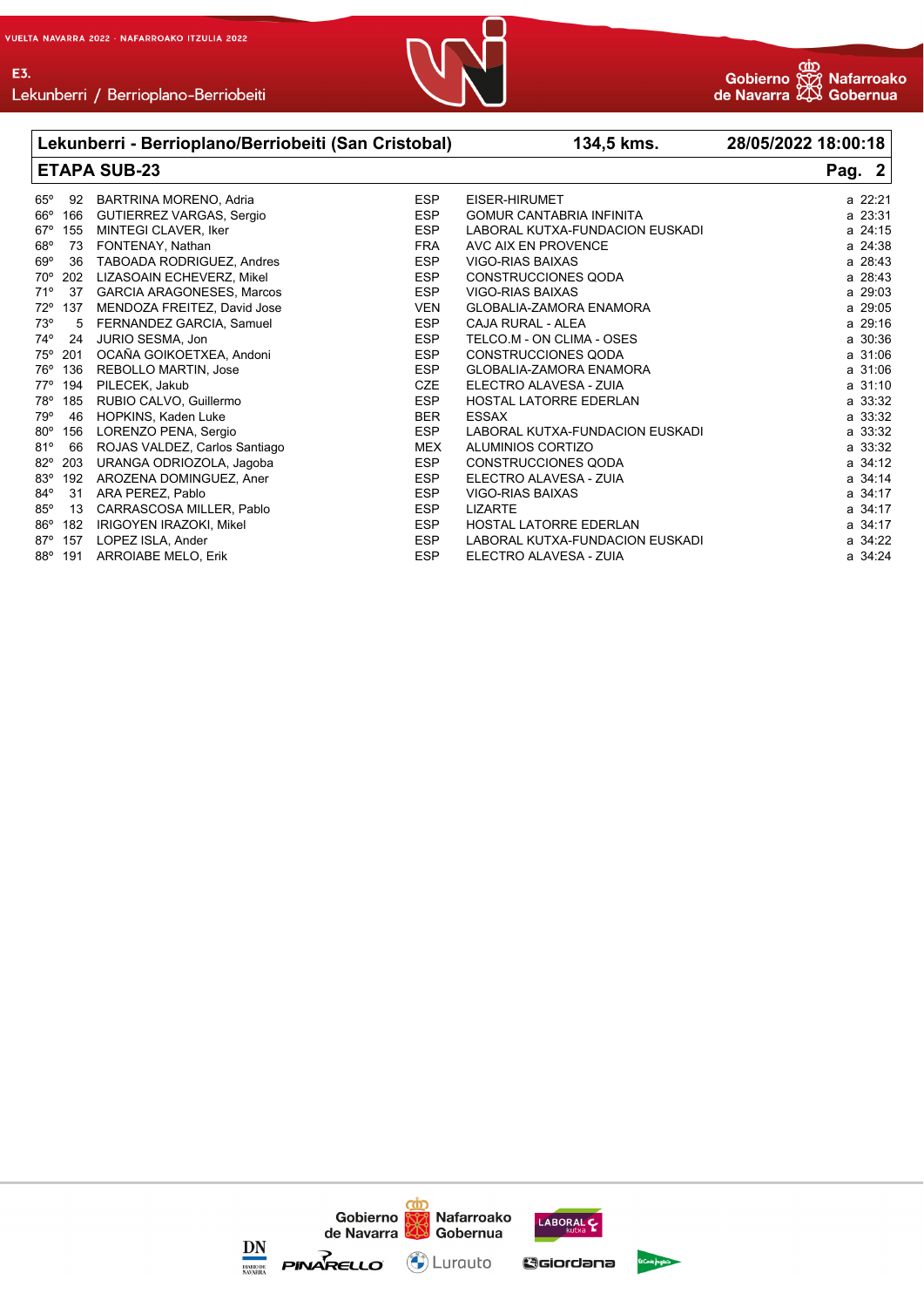| Lekunberri - Berrioplano/Berriobeiti (San Cristobal) | | | | 134,5 kms. | 28/05/2022 18:00:18 |
|---|---|---|---|---|---|
| **ETAPA SUB-23** | | | | | **Pag. 2** |
| 65º | 92 | BARTRINA MORENO, Adria | ESP | EISER-HIRUMET | a 22:21 |
| 66º | 166 | GUTIERREZ VARGAS, Sergio | ESP | GOMUR CANTABRIA INFINITA | a 23:31 |
| 67º | 155 | MINTEGI CLAVER, Iker | ESP | LABORAL KUTXA-FUNDACION EUSKADI | a 24:15 |
| 68º | 73 | FONTENAY, Nathan | FRA | AVC AIX EN PROVENCE | a 24:38 |
| 69º | 36 | TABOADA RODRIGUEZ, Andres | ESP | VIGO-RIAS BAIXAS | a 28:43 |
| 70º | 202 | LIZASOAIN ECHEVERZ, Mikel | ESP | CONSTRUCCIONES QODA | a 28:43 |
| 71º | 37 | GARCIA ARAGONESES, Marcos | ESP | VIGO-RIAS BAIXAS | a 29:03 |
| 72º | 137 | MENDOZA FREITEZ, David Jose | VEN | GLOBALIA-ZAMORA ENAMORA | a 29:05 |
| 73º | 5 | FERNANDEZ GARCIA, Samuel | ESP | CAJA RURAL - ALEA | a 29:16 |
| 74º | 24 | JURIO SESMA, Jon | ESP | TELCO.M - ON CLIMA - OSES | a 30:36 |
| 75º | 201 | OCAÑA GOIKOETXEA, Andoni | ESP | CONSTRUCCIONES QODA | a 31:06 |
| 76º | 136 | REBOLLO MARTIN, Jose | ESP | GLOBALIA-ZAMORA ENAMORA | a 31:06 |
| 77º | 194 | PILECEK, Jakub | CZE | ELECTRO ALAVESA - ZUIA | a 31:10 |
| 78º | 185 | RUBIO CALVO, Guillermo | ESP | HOSTAL LATORRE EDERLAN | a 33:32 |
| 79º | 46 | HOPKINS, Kaden Luke | BER | ESSAX | a 33:32 |
| 80º | 156 | LORENZO PENA, Sergio | ESP | LABORAL KUTXA-FUNDACION EUSKADI | a 33:32 |
| 81º | 66 | ROJAS VALDEZ, Carlos Santiago | MEX | ALUMINIOS CORTIZO | a 33:32 |
| 82º | 203 | URANGA ODRIOZOLA, Jagoba | ESP | CONSTRUCCIONES QODA | a 34:12 |
| 83º | 192 | AROZENA DOMINGUEZ, Aner | ESP | ELECTRO ALAVESA - ZUIA | a 34:14 |
| 84º | 31 | ARA PEREZ, Pablo | ESP | VIGO-RIAS BAIXAS | a 34:17 |
| 85º | 13 | CARRASCOSA MILLER, Pablo | ESP | LIZARTE | a 34:17 |
| 86º | 182 | IRIGOYEN IRAZOKI, Mikel | ESP | HOSTAL LATORRE EDERLAN | a 34:17 |
| 87º | 157 | LOPEZ ISLA, Ander | ESP | LABORAL KUTXA-FUNDACION EUSKADI | a 34:22 |
| 88º | 191 | ARROIABE MELO, Erik | ESP | ELECTRO ALAVESA - ZUIA | a 34:24 |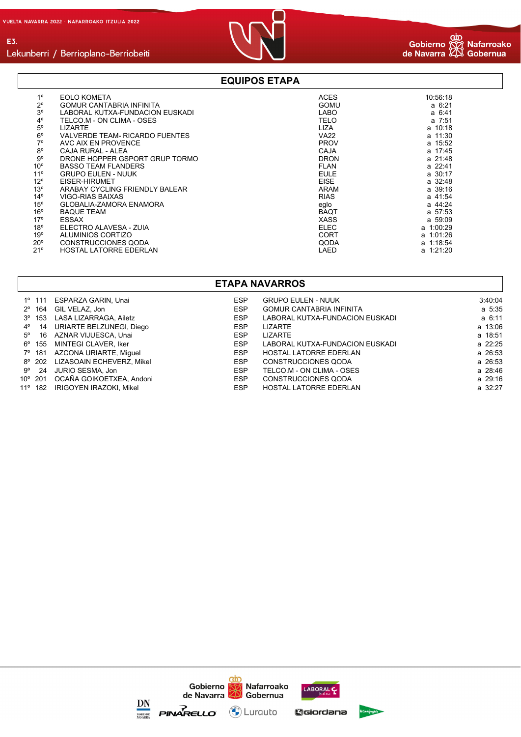## EQUIPOS ETAPA

| | | | |
|---|---|---|---|
| 1º | EOLO KOMETA | ACES | 10:56:18 |
| 2º | GOMUR CANTABRIA INFINITA | GOMU | a 6:21 |
| 3º | LABORAL KUTXA-FUNDACION EUSKADI | LABO | a 6:41 |
| 4º | TELCO.M - ON CLIMA - OSES | TELO | a 7:51 |
| 5º | LIZARTE | LIZA | a 10:18 |
| 6º | VALVERDE TEAM- RICARDO FUENTES | VA22 | a 11:30 |
| 7º | AVC AIX EN PROVENCE | PROV | a 15:52 |
| 8º | CAJA RURAL - ALEA | CAJA | a 17:45 |
| 9º | DRONE HOPPER GSPORT GRUP TORMO | DRON | a 21:48 |
| 10º | BASSO TEAM FLANDERS | FLAN | a 22:41 |
| 11º | GRUPO EULEN - NUUK | EULE | a 30:17 |
| 12º | EISER-HIRUMET | EISE | a 32:48 |
| 13º | ARABAY CYCLING FRIENDLY BALEAR | ARAM | a 39:16 |
| 14º | VIGO-RIAS BAIXAS | RIAS | a 41:54 |
| 15º | GLOBALIA-ZAMORA ENAMORA | eglo | a 44:24 |
| 16º | BAQUE TEAM | BAQT | a 57:53 |
| 17º | ESSAX | XASS | a 59:09 |
| 18º | ELECTRO ALAVESA - ZUIA | ELEC | a 1:00:29 |
| 19º | ALUMINIOS CORTIZO | CORT | a 1:01:26 |
| 20º | CONSTRUCCIONES QODA | QODA | a 1:18:54 |
| 21º | HOSTAL LATORRE EDERLAN | LAED | a 1:21:20 |

## ETAPA NAVARROS

| | | | | | |
|---|---|---|---|---|---|
| 1º | 111 | ESPARZA GARIN, Unai | ESP | GRUPO EULEN - NUUK | 3:40:04 |
| 2º | 164 | GIL VELAZ, Jon | ESP | GOMUR CANTABRIA INFINITA | a 5:35 |
| 3º | 153 | LASA LIZARRAGA, Ailetz | ESP | LABORAL KUTXA-FUNDACION EUSKADI | a 6:11 |
| 4º | 14 | URIARTE BELZUNEGI, Diego | ESP | LIZARTE | a 13:06 |
| 5º | 16 | AZNAR VIJUESCA, Unai | ESP | LIZARTE | a 18:51 |
| 6º | 155 | MINTEGI CLAVER, Iker | ESP | LABORAL KUTXA-FUNDACION EUSKADI | a 22:25 |
| 7º | 181 | AZCONA URIARTE, Miguel | ESP | HOSTAL LATORRE EDERLAN | a 26:53 |
| 8º | 202 | LIZASOAIN ECHEVERZ, Mikel | ESP | CONSTRUCCIONES QODA | a 26:53 |
| 9º | 24 | JURIO SESMA, Jon | ESP | TELCO.M - ON CLIMA - OSES | a 28:46 |
| 10º | 201 | OCAÑA GOIKOETXEA, Andoni | ESP | CONSTRUCCIONES QODA | a 29:16 |
| 11º | 182 | IRIGOYEN IRAZOKI, Mikel | ESP | HOSTAL LATORRE EDERLAN | a 32:27 |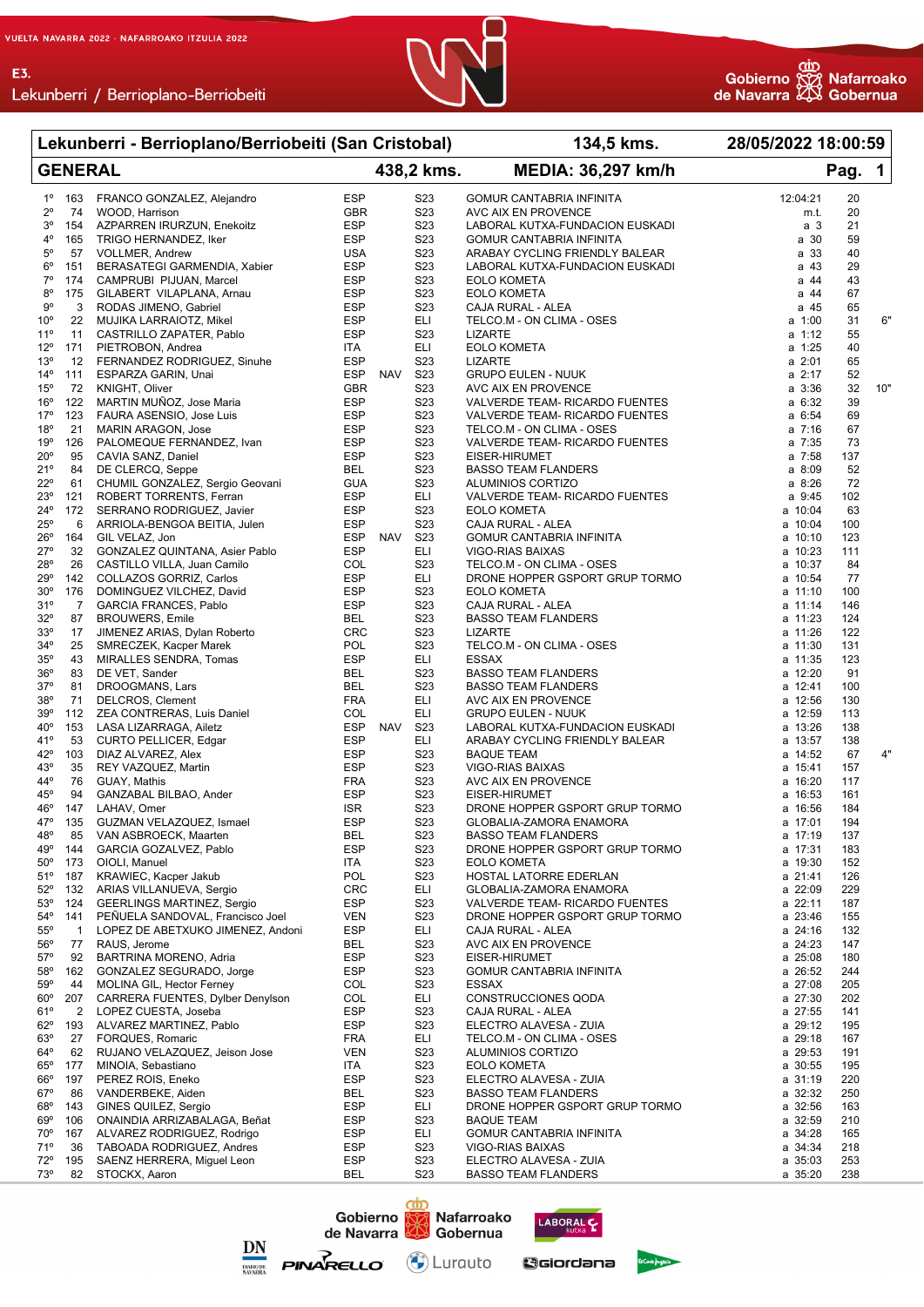VUELTA NAVARRA 2022 · NAFARROAKO ITZULIA 2022

E3.
Lekunberri / Berrioplano-Berriobeiti

Gobierno de Navarra · Nafarroako Gobernua

| Lekunberri - Berrioplano/Berriobeiti (San Cristobal) | | 134,5 kms. | 28/05/2022 18:00:59 |
|---|---|---|---|
| **GENERAL** | 438,2 kms. | MEDIA: 36,297 km/h | Pag. 1 |

| Pos | Dorsal | Nombre | Nac. | | Cat. | Equipo | Tiempo | | |
|---|---|---|---|---|---|---|---|---|---|
| 1º | 163 | FRANCO GONZALEZ, Alejandro | ESP | | S23 | GOMUR CANTABRIA INFINITA | 12:04:21 | 20 | |
| 2º | 74 | WOOD, Harrison | GBR | | S23 | AVC AIX EN PROVENCE | m.t. | 20 | |
| 3º | 154 | AZPARREN IRURZUN, Enekoitz | ESP | | S23 | LABORAL KUTXA-FUNDACION EUSKADI | a 3 | 21 | |
| 4º | 165 | TRIGO HERNANDEZ, Iker | ESP | | S23 | GOMUR CANTABRIA INFINITA | a 30 | 59 | |
| 5º | 57 | VOLLMER, Andrew | USA | | S23 | ARABAY CYCLING FRIENDLY BALEAR | a 33 | 40 | |
| 6º | 151 | BERASATEGI GARMENDIA, Xabier | ESP | | S23 | LABORAL KUTXA-FUNDACION EUSKADI | a 43 | 29 | |
| 7º | 174 | CAMPRUBI PIJUAN, Marcel | ESP | | S23 | EOLO KOMETA | a 44 | 43 | |
| 8º | 175 | GILABERT VILAPLANA, Arnau | ESP | | S23 | EOLO KOMETA | a 44 | 67 | |
| 9º | 3 | RODAS JIMENO, Gabriel | ESP | | S23 | CAJA RURAL - ALEA | a 45 | 65 | |
| 10º | 22 | MUJIKA LARRAIOTZ, Mikel | ESP | | ELI | TELCO.M - ON CLIMA - OSES | a 1:00 | 31 | 6" |
| 11º | 11 | CASTRILLO ZAPATER, Pablo | ESP | | S23 | LIZARTE | a 1:12 | 55 | |
| 12º | 171 | PIETROBON, Andrea | ITA | | ELI | EOLO KOMETA | a 1:25 | 40 | |
| 13º | 12 | FERNANDEZ RODRIGUEZ, Sinuhe | ESP | | S23 | LIZARTE | a 2:01 | 65 | |
| 14º | 111 | ESPARZA GARIN, Unai | ESP | NAV | S23 | GRUPO EULEN - NUUK | a 2:17 | 52 | |
| 15º | 72 | KNIGHT, Oliver | GBR | | S23 | AVC AIX EN PROVENCE | a 3:36 | 32 | 10" |
| 16º | 122 | MARTIN MUÑOZ, Jose Maria | ESP | | S23 | VALVERDE TEAM- RICARDO FUENTES | a 6:32 | 39 | |
| 17º | 123 | FAURA ASENSIO, Jose Luis | ESP | | S23 | VALVERDE TEAM- RICARDO FUENTES | a 6:54 | 69 | |
| 18º | 21 | MARIN ARAGON, Jose | ESP | | S23 | TELCO.M - ON CLIMA - OSES | a 7:16 | 67 | |
| 19º | 126 | PALOMEQUE FERNANDEZ, Ivan | ESP | | S23 | VALVERDE TEAM- RICARDO FUENTES | a 7:35 | 73 | |
| 20º | 95 | CAVIA SANZ, Daniel | ESP | | S23 | EISER-HIRUMET | a 7:58 | 137 | |
| 21º | 84 | DE CLERCQ, Seppe | BEL | | S23 | BASSO TEAM FLANDERS | a 8:09 | 52 | |
| 22º | 61 | CHUMIL GONZALEZ, Sergio Geovani | GUA | | S23 | ALUMINIOS CORTIZO | a 8:26 | 72 | |
| 23º | 121 | ROBERT TORRENTS, Ferran | ESP | | ELI | VALVERDE TEAM- RICARDO FUENTES | a 9:45 | 102 | |
| 24º | 172 | SERRANO RODRIGUEZ, Javier | ESP | | S23 | EOLO KOMETA | a 10:04 | 63 | |
| 25º | 6 | ARRIOLA-BENGOA BEITIA, Julen | ESP | | S23 | CAJA RURAL - ALEA | a 10:04 | 100 | |
| 26º | 164 | GIL VELAZ, Jon | ESP | NAV | S23 | GOMUR CANTABRIA INFINITA | a 10:10 | 123 | |
| 27º | 32 | GONZALEZ QUINTANA, Asier Pablo | ESP | | ELI | VIGO-RIAS BAIXAS | a 10:23 | 111 | |
| 28º | 26 | CASTILLO VILLA, Juan Camilo | COL | | S23 | TELCO.M - ON CLIMA - OSES | a 10:37 | 84 | |
| 29º | 142 | COLLAZOS GORRIZ, Carlos | ESP | | ELI | DRONE HOPPER GSPORT GRUP TORMO | a 10:54 | 77 | |
| 30º | 176 | DOMINGUEZ VILCHEZ, David | ESP | | S23 | EOLO KOMETA | a 11:10 | 100 | |
| 31º | 7 | GARCIA FRANCES, Pablo | ESP | | S23 | CAJA RURAL - ALEA | a 11:14 | 146 | |
| 32º | 87 | BROUWERS, Emile | BEL | | S23 | BASSO TEAM FLANDERS | a 11:23 | 124 | |
| 33º | 17 | JIMENEZ ARIAS, Dylan Roberto | CRC | | S23 | LIZARTE | a 11:26 | 122 | |
| 34º | 25 | SMRECZEK, Kacper Marek | POL | | S23 | TELCO.M - ON CLIMA - OSES | a 11:30 | 131 | |
| 35º | 43 | MIRALLES SENDRA, Tomas | ESP | | ELI | ESSAX | a 11:35 | 123 | |
| 36º | 83 | DE VET, Sander | BEL | | S23 | BASSO TEAM FLANDERS | a 12:20 | 91 | |
| 37º | 81 | DROOGMANS, Lars | BEL | | S23 | BASSO TEAM FLANDERS | a 12:41 | 100 | |
| 38º | 71 | DELCROS, Clement | FRA | | ELI | AVC AIX EN PROVENCE | a 12:56 | 130 | |
| 39º | 112 | ZEA CONTRERAS, Luis Daniel | COL | | ELI | GRUPO EULEN - NUUK | a 12:59 | 113 | |
| 40º | 153 | LASA LIZARRAGA, Ailetz | ESP | NAV | S23 | LABORAL KUTXA-FUNDACION EUSKADI | a 13:26 | 138 | |
| 41º | 53 | CURTO PELLICER, Edgar | ESP | | ELI | ARABAY CYCLING FRIENDLY BALEAR | a 13:57 | 138 | |
| 42º | 103 | DIAZ ALVAREZ, Alex | ESP | | S23 | BAQUE TEAM | a 14:52 | 67 | 4" |
| 43º | 35 | REY VAZQUEZ, Martin | ESP | | S23 | VIGO-RIAS BAIXAS | a 15:41 | 157 | |
| 44º | 76 | GUAY, Mathis | FRA | | S23 | AVC AIX EN PROVENCE | a 16:20 | 117 | |
| 45º | 94 | GANZABAL BILBAO, Ander | ESP | | S23 | EISER-HIRUMET | a 16:53 | 161 | |
| 46º | 147 | LAHAV, Omer | ISR | | S23 | DRONE HOPPER GSPORT GRUP TORMO | a 16:56 | 184 | |
| 47º | 135 | GUZMAN VELAZQUEZ, Ismael | ESP | | S23 | GLOBALIA-ZAMORA ENAMORA | a 17:01 | 194 | |
| 48º | 85 | VAN ASBROECK, Maarten | BEL | | S23 | BASSO TEAM FLANDERS | a 17:19 | 137 | |
| 49º | 144 | GARCIA GOZALVEZ, Pablo | ESP | | S23 | DRONE HOPPER GSPORT GRUP TORMO | a 17:31 | 183 | |
| 50º | 173 | OIOLI, Manuel | ITA | | S23 | EOLO KOMETA | a 19:30 | 152 | |
| 51º | 187 | KRAWIEC, Kacper Jakub | POL | | S23 | HOSTAL LATORRE EDERLAN | a 21:41 | 126 | |
| 52º | 132 | ARIAS VILLANUEVA, Sergio | CRC | | ELI | GLOBALIA-ZAMORA ENAMORA | a 22:09 | 229 | |
| 53º | 124 | GEERLINGS MARTINEZ, Sergio | ESP | | S23 | VALVERDE TEAM- RICARDO FUENTES | a 22:11 | 187 | |
| 54º | 141 | PEÑUELA SANDOVAL, Francisco Joel | VEN | | S23 | DRONE HOPPER GSPORT GRUP TORMO | a 23:46 | 155 | |
| 55º | 1 | LOPEZ DE ABETXUKO JIMENEZ, Andoni | ESP | | ELI | CAJA RURAL - ALEA | a 24:16 | 132 | |
| 56º | 77 | RAUS, Jerome | BEL | | S23 | AVC AIX EN PROVENCE | a 24:23 | 147 | |
| 57º | 92 | BARTRINA MORENO, Adria | ESP | | S23 | EISER-HIRUMET | a 25:08 | 180 | |
| 58º | 162 | GONZALEZ SEGURADO, Jorge | ESP | | S23 | GOMUR CANTABRIA INFINITA | a 26:52 | 244 | |
| 59º | 44 | MOLINA GIL, Hector Ferney | COL | | S23 | ESSAX | a 27:08 | 205 | |
| 60º | 207 | CARRERA FUENTES, Dylber Denylson | COL | | ELI | CONSTRUCCIONES QODA | a 27:30 | 202 | |
| 61º | 2 | LOPEZ CUESTA, Joseba | ESP | | S23 | CAJA RURAL - ALEA | a 27:55 | 141 | |
| 62º | 193 | ALVAREZ MARTINEZ, Pablo | ESP | | S23 | ELECTRO ALAVESA - ZUIA | a 29:12 | 195 | |
| 63º | 27 | FORQUES, Romaric | FRA | | ELI | TELCO.M - ON CLIMA - OSES | a 29:18 | 167 | |
| 64º | 62 | RUJANO VELAZQUEZ, Jeison Jose | VEN | | S23 | ALUMINIOS CORTIZO | a 29:53 | 191 | |
| 65º | 177 | MINOIA, Sebastiano | ITA | | S23 | EOLO KOMETA | a 30:55 | 195 | |
| 66º | 197 | PEREZ ROIS, Eneko | ESP | | S23 | ELECTRO ALAVESA - ZUIA | a 31:19 | 220 | |
| 67º | 86 | VANDERBEKE, Aiden | BEL | | S23 | BASSO TEAM FLANDERS | a 32:32 | 250 | |
| 68º | 143 | GINES QUILEZ, Sergio | ESP | | ELI | DRONE HOPPER GSPORT GRUP TORMO | a 32:56 | 163 | |
| 69º | 106 | ONAINDIA ARRIZABALAGA, Beñat | ESP | | S23 | BAQUE TEAM | a 32:59 | 210 | |
| 70º | 167 | ALVAREZ RODRIGUEZ, Rodrigo | ESP | | ELI | GOMUR CANTABRIA INFINITA | a 34:28 | 165 | |
| 71º | 36 | TABOADA RODRIGUEZ, Andres | ESP | | S23 | VIGO-RIAS BAIXAS | a 34:34 | 218 | |
| 72º | 195 | SAENZ HERRERA, Miguel Leon | ESP | | S23 | ELECTRO ALAVESA - ZUIA | a 35:03 | 253 | |
| 73º | 82 | STOCKX, Aaron | BEL | | S23 | BASSO TEAM FLANDERS | a 35:20 | 238 | |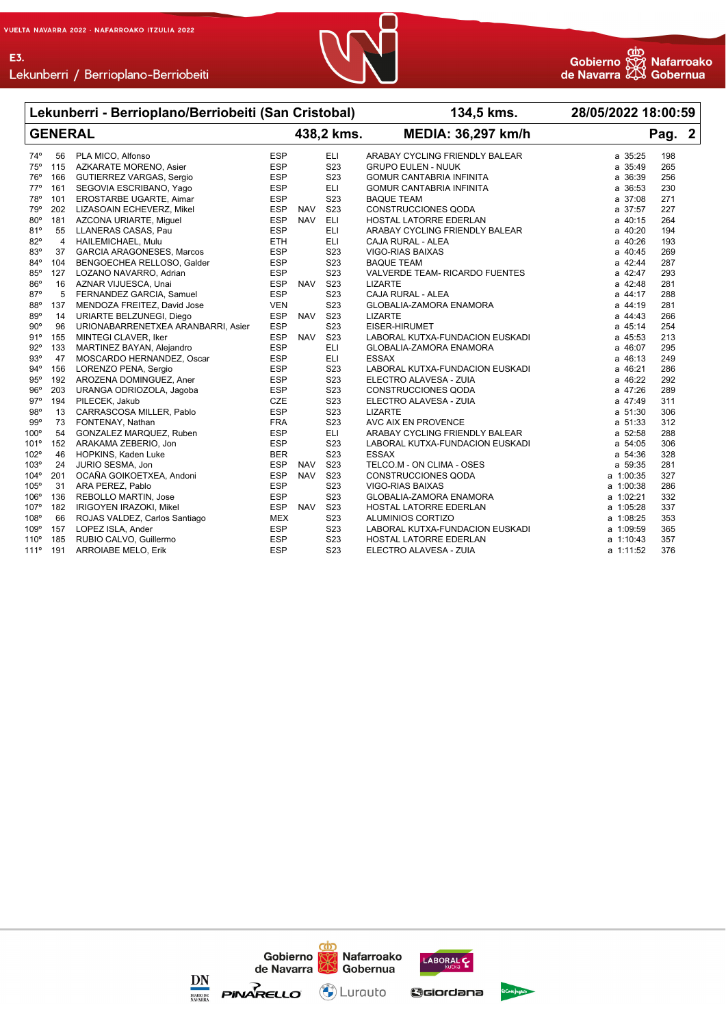## Lekunberri - Berrioplano/Berriobeiti (San Cristobal) — 134,5 kms. — 28/05/2022 18:00:59

## GENERAL — 438,2 kms. — MEDIA: 36,297 km/h

| Pos. | Dorsal | Nombre | Nac. | Reg. | Cat. | Equipo | Tiempo | Ptos. |
|---|---|---|---|---|---|---|---|---|
| 74º | 56 | PLA MICO, Alfonso | ESP | | ELI | ARABAY CYCLING FRIENDLY BALEAR | a 35:25 | 198 |
| 75º | 115 | AZKARATE MORENO, Asier | ESP | | S23 | GRUPO EULEN - NUUK | a 35:49 | 265 |
| 76º | 166 | GUTIERREZ VARGAS, Sergio | ESP | | S23 | GOMUR CANTABRIA INFINITA | a 36:39 | 256 |
| 77º | 161 | SEGOVIA ESCRIBANO, Yago | ESP | | ELI | GOMUR CANTABRIA INFINITA | a 36:53 | 230 |
| 78º | 101 | EROSTARBE UGARTE, Aimar | ESP | | S23 | BAQUE TEAM | a 37:08 | 271 |
| 79º | 202 | LIZASOAIN ECHEVERZ, Mikel | ESP | NAV | S23 | CONSTRUCCIONES QODA | a 37:57 | 227 |
| 80º | 181 | AZCONA URIARTE, Miguel | ESP | NAV | ELI | HOSTAL LATORRE EDERLAN | a 40:15 | 264 |
| 81º | 55 | LLANERAS CASAS, Pau | ESP | | ELI | ARABAY CYCLING FRIENDLY BALEAR | a 40:20 | 194 |
| 82º | 4 | HAILEMICHAEL, Mulu | ETH | | ELI | CAJA RURAL - ALEA | a 40:26 | 193 |
| 83º | 37 | GARCIA ARAGONESES, Marcos | ESP | | S23 | VIGO-RIAS BAIXAS | a 40:45 | 269 |
| 84º | 104 | BENGOECHEA RELLOSO, Galder | ESP | | S23 | BAQUE TEAM | a 42:44 | 287 |
| 85º | 127 | LOZANO NAVARRO, Adrian | ESP | | S23 | VALVERDE TEAM- RICARDO FUENTES | a 42:47 | 293 |
| 86º | 16 | AZNAR VIJUESCA, Unai | ESP | NAV | S23 | LIZARTE | a 42:48 | 281 |
| 87º | 5 | FERNANDEZ GARCIA, Samuel | ESP | | S23 | CAJA RURAL - ALEA | a 44:17 | 288 |
| 88º | 137 | MENDOZA FREITEZ, David Jose | VEN | | S23 | GLOBALIA-ZAMORA ENAMORA | a 44:19 | 281 |
| 89º | 14 | URIARTE BELZUNEGI, Diego | ESP | NAV | S23 | LIZARTE | a 44:43 | 266 |
| 90º | 96 | URIONABARRENETXEA ARANBARRI, Asier | ESP | | S23 | EISER-HIRUMET | a 45:14 | 254 |
| 91º | 155 | MINTEGI CLAVER, Iker | ESP | NAV | S23 | LABORAL KUTXA-FUNDACION EUSKADI | a 45:53 | 213 |
| 92º | 133 | MARTINEZ BAYAN, Alejandro | ESP | | ELI | GLOBALIA-ZAMORA ENAMORA | a 46:07 | 295 |
| 93º | 47 | MOSCARDO HERNANDEZ, Oscar | ESP | | ELI | ESSAX | a 46:13 | 249 |
| 94º | 156 | LORENZO PENA, Sergio | ESP | | S23 | LABORAL KUTXA-FUNDACION EUSKADI | a 46:21 | 286 |
| 95º | 192 | AROZENA DOMINGUEZ, Aner | ESP | | S23 | ELECTRO ALAVESA - ZUIA | a 46:22 | 292 |
| 96º | 203 | URANGA ODRIOZOLA, Jagoba | ESP | | S23 | CONSTRUCCIONES QODA | a 47:26 | 289 |
| 97º | 194 | PILECEK, Jakub | CZE | | S23 | ELECTRO ALAVESA - ZUIA | a 47:49 | 311 |
| 98º | 13 | CARRASCOSA MILLER, Pablo | ESP | | S23 | LIZARTE | a 51:30 | 306 |
| 99º | 73 | FONTENAY, Nathan | FRA | | S23 | AVC AIX EN PROVENCE | a 51:33 | 312 |
| 100º | 54 | GONZALEZ MARQUEZ, Ruben | ESP | | ELI | ARABAY CYCLING FRIENDLY BALEAR | a 52:58 | 288 |
| 101º | 152 | ARAKAMA ZEBERIO, Jon | ESP | | S23 | LABORAL KUTXA-FUNDACION EUSKADI | a 54:05 | 306 |
| 102º | 46 | HOPKINS, Kaden Luke | BER | | S23 | ESSAX | a 54:36 | 328 |
| 103º | 24 | JURIO SESMA, Jon | ESP | NAV | S23 | TELCO.M - ON CLIMA - OSES | a 59:35 | 281 |
| 104º | 201 | OCAÑA GOIKOETXEA, Andoni | ESP | NAV | S23 | CONSTRUCCIONES QODA | a 1:00:35 | 327 |
| 105º | 31 | ARA PEREZ, Pablo | ESP | | S23 | VIGO-RIAS BAIXAS | a 1:00:38 | 286 |
| 106º | 136 | REBOLLO MARTIN, Jose | ESP | | S23 | GLOBALIA-ZAMORA ENAMORA | a 1:02:21 | 332 |
| 107º | 182 | IRIGOYEN IRAZOKI, Mikel | ESP | NAV | S23 | HOSTAL LATORRE EDERLAN | a 1:05:28 | 337 |
| 108º | 66 | ROJAS VALDEZ, Carlos Santiago | MEX | | S23 | ALUMINIOS CORTIZO | a 1:08:25 | 353 |
| 109º | 157 | LOPEZ ISLA, Ander | ESP | | S23 | LABORAL KUTXA-FUNDACION EUSKADI | a 1:09:59 | 365 |
| 110º | 185 | RUBIO CALVO, Guillermo | ESP | | S23 | HOSTAL LATORRE EDERLAN | a 1:10:43 | 357 |
| 111º | 191 | ARROIABE MELO, Erik | ESP | | S23 | ELECTRO ALAVESA - ZUIA | a 1:11:52 | 376 |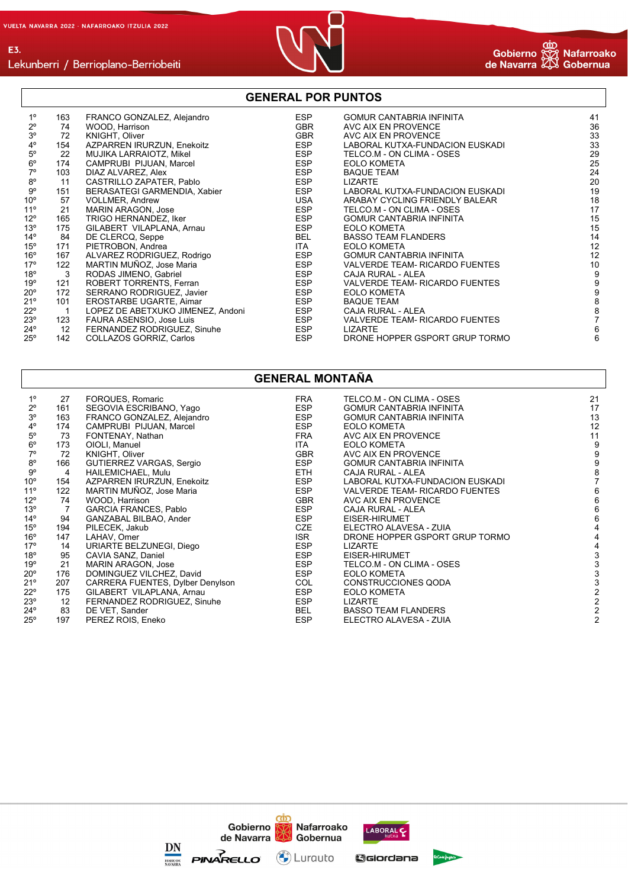E3.
Lekunberri / Berrioplano-Berriobeiti

## GENERAL POR PUNTOS

| | | | | | |
|---|---|---|---|---|---|
| 1º | 163 | FRANCO GONZALEZ, Alejandro | ESP | GOMUR CANTABRIA INFINITA | 41 |
| 2º | 74 | WOOD, Harrison | GBR | AVC AIX EN PROVENCE | 36 |
| 3º | 72 | KNIGHT, Oliver | GBR | AVC AIX EN PROVENCE | 33 |
| 4º | 154 | AZPARREN IRURZUN, Enekoitz | ESP | LABORAL KUTXA-FUNDACION EUSKADI | 33 |
| 5º | 22 | MUJIKA LARRAIOTZ, Mikel | ESP | TELCO.M - ON CLIMA - OSES | 29 |
| 6º | 174 | CAMPRUBI PIJUAN, Marcel | ESP | EOLO KOMETA | 25 |
| 7º | 103 | DIAZ ALVAREZ, Alex | ESP | BAQUE TEAM | 24 |
| 8º | 11 | CASTRILLO ZAPATER, Pablo | ESP | LIZARTE | 20 |
| 9º | 151 | BERASATEGI GARMENDIA, Xabier | ESP | LABORAL KUTXA-FUNDACION EUSKADI | 19 |
| 10º | 57 | VOLLMER, Andrew | USA | ARABAY CYCLING FRIENDLY BALEAR | 18 |
| 11º | 21 | MARIN ARAGON, Jose | ESP | TELCO.M - ON CLIMA - OSES | 17 |
| 12º | 165 | TRIGO HERNANDEZ, Iker | ESP | GOMUR CANTABRIA INFINITA | 15 |
| 13º | 175 | GILABERT VILAPLANA, Arnau | ESP | EOLO KOMETA | 15 |
| 14º | 84 | DE CLERCQ, Seppe | BEL | BASSO TEAM FLANDERS | 14 |
| 15º | 171 | PIETROBON, Andrea | ITA | EOLO KOMETA | 12 |
| 16º | 167 | ALVAREZ RODRIGUEZ, Rodrigo | ESP | GOMUR CANTABRIA INFINITA | 12 |
| 17º | 122 | MARTIN MUÑOZ, Jose Maria | ESP | VALVERDE TEAM- RICARDO FUENTES | 10 |
| 18º | 3 | RODAS JIMENO, Gabriel | ESP | CAJA RURAL - ALEA | 9 |
| 19º | 121 | ROBERT TORRENTS, Ferran | ESP | VALVERDE TEAM- RICARDO FUENTES | 9 |
| 20º | 172 | SERRANO RODRIGUEZ, Javier | ESP | EOLO KOMETA | 9 |
| 21º | 101 | EROSTARBE UGARTE, Aimar | ESP | BAQUE TEAM | 8 |
| 22º | 1 | LOPEZ DE ABETXUKO JIMENEZ, Andoni | ESP | CAJA RURAL - ALEA | 8 |
| 23º | 123 | FAURA ASENSIO, Jose Luis | ESP | VALVERDE TEAM- RICARDO FUENTES | 7 |
| 24º | 12 | FERNANDEZ RODRIGUEZ, Sinuhe | ESP | LIZARTE | 6 |
| 25º | 142 | COLLAZOS GORRIZ, Carlos | ESP | DRONE HOPPER GSPORT GRUP TORMO | 6 |

## GENERAL MONTAÑA

| | | | | | |
|---|---|---|---|---|---|
| 1º | 27 | FORQUES, Romaric | FRA | TELCO.M - ON CLIMA - OSES | 21 |
| 2º | 161 | SEGOVIA ESCRIBANO, Yago | ESP | GOMUR CANTABRIA INFINITA | 17 |
| 3º | 163 | FRANCO GONZALEZ, Alejandro | ESP | GOMUR CANTABRIA INFINITA | 13 |
| 4º | 174 | CAMPRUBI PIJUAN, Marcel | ESP | EOLO KOMETA | 12 |
| 5º | 73 | FONTENAY, Nathan | FRA | AVC AIX EN PROVENCE | 11 |
| 6º | 173 | OIOLI, Manuel | ITA | EOLO KOMETA | 9 |
| 7º | 72 | KNIGHT, Oliver | GBR | AVC AIX EN PROVENCE | 9 |
| 8º | 166 | GUTIERREZ VARGAS, Sergio | ESP | GOMUR CANTABRIA INFINITA | 9 |
| 9º | 4 | HAILEMICHAEL, Mulu | ETH | CAJA RURAL - ALEA | 8 |
| 10º | 154 | AZPARREN IRURZUN, Enekoitz | ESP | LABORAL KUTXA-FUNDACION EUSKADI | 7 |
| 11º | 122 | MARTIN MUÑOZ, Jose Maria | ESP | VALVERDE TEAM- RICARDO FUENTES | 6 |
| 12º | 74 | WOOD, Harrison | GBR | AVC AIX EN PROVENCE | 6 |
| 13º | 7 | GARCIA FRANCES, Pablo | ESP | CAJA RURAL - ALEA | 6 |
| 14º | 94 | GANZABAL BILBAO, Ander | ESP | EISER-HIRUMET | 6 |
| 15º | 194 | PILECEK, Jakub | CZE | ELECTRO ALAVESA - ZUIA | 4 |
| 16º | 147 | LAHAV, Omer | ISR | DRONE HOPPER GSPORT GRUP TORMO | 4 |
| 17º | 14 | URIARTE BELZUNEGI, Diego | ESP | LIZARTE | 4 |
| 18º | 95 | CAVIA SANZ, Daniel | ESP | EISER-HIRUMET | 3 |
| 19º | 21 | MARIN ARAGON, Jose | ESP | TELCO.M - ON CLIMA - OSES | 3 |
| 20º | 176 | DOMINGUEZ VILCHEZ, David | ESP | EOLO KOMETA | 3 |
| 21º | 207 | CARRERA FUENTES, Dylber Denylson | COL | CONSTRUCCIONES QODA | 3 |
| 22º | 175 | GILABERT VILAPLANA, Arnau | ESP | EOLO KOMETA | 2 |
| 23º | 12 | FERNANDEZ RODRIGUEZ, Sinuhe | ESP | LIZARTE | 2 |
| 24º | 83 | DE VET, Sander | BEL | BASSO TEAM FLANDERS | 2 |
| 25º | 197 | PEREZ ROIS, Eneko | ESP | ELECTRO ALAVESA - ZUIA | 2 |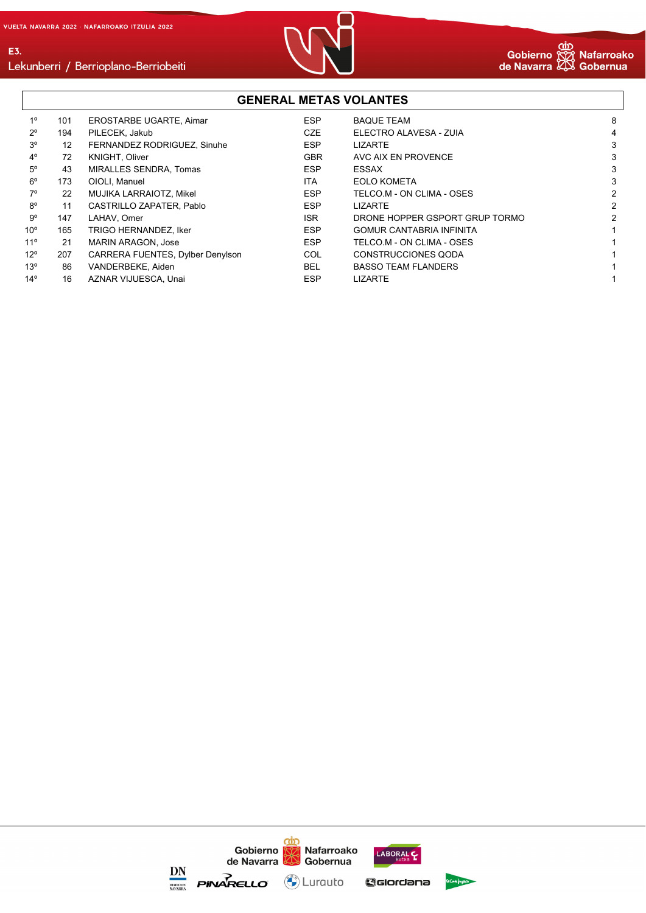## GENERAL METAS VOLANTES

| | | | | | |
|---|---|---|---|---|---|
| 1º | 101 | EROSTARBE UGARTE, Aimar | ESP | BAQUE TEAM | 8 |
| 2º | 194 | PILECEK, Jakub | CZE | ELECTRO ALAVESA - ZUIA | 4 |
| 3º | 12 | FERNANDEZ RODRIGUEZ, Sinuhe | ESP | LIZARTE | 3 |
| 4º | 72 | KNIGHT, Oliver | GBR | AVC AIX EN PROVENCE | 3 |
| 5º | 43 | MIRALLES SENDRA, Tomas | ESP | ESSAX | 3 |
| 6º | 173 | OIOLI, Manuel | ITA | EOLO KOMETA | 3 |
| 7º | 22 | MUJIKA LARRAIOTZ, Mikel | ESP | TELCO.M - ON CLIMA - OSES | 2 |
| 8º | 11 | CASTRILLO ZAPATER, Pablo | ESP | LIZARTE | 2 |
| 9º | 147 | LAHAV, Omer | ISR | DRONE HOPPER GSPORT GRUP TORMO | 2 |
| 10º | 165 | TRIGO HERNANDEZ, Iker | ESP | GOMUR CANTABRIA INFINITA | 1 |
| 11º | 21 | MARIN ARAGON, Jose | ESP | TELCO.M - ON CLIMA - OSES | 1 |
| 12º | 207 | CARRERA FUENTES, Dylber Denylson | COL | CONSTRUCCIONES QODA | 1 |
| 13º | 86 | VANDERBEKE, Aiden | BEL | BASSO TEAM FLANDERS | 1 |
| 14º | 16 | AZNAR VIJUESCA, Unai | ESP | LIZARTE | 1 |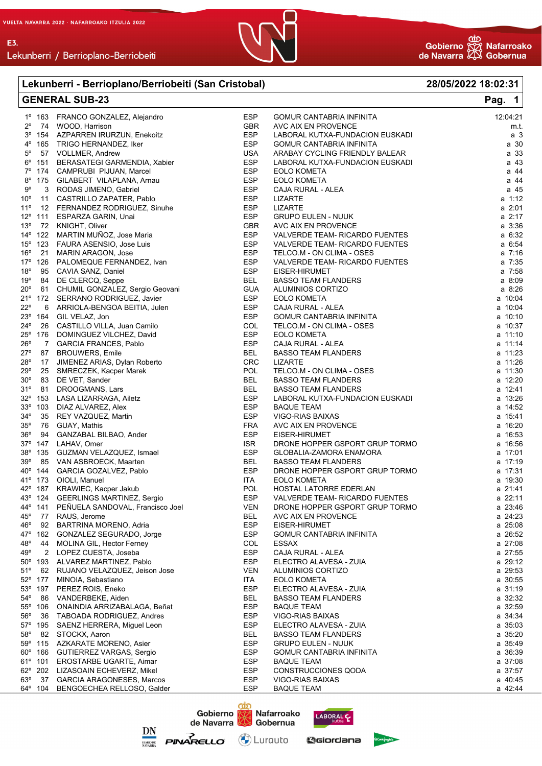VUELTA NAVARRA 2022 · NAFARROAKO ITZULIA 2022

E3.
Lekunberri / Berrioplano-Berriobeiti

## Lekunberri - Berrioplano/Berriobeiti (San Cristobal)

28/05/2022 18:02:31

## GENERAL SUB-23

| Pos. | Dorsal | Nombre | País | Equipo | Tiempo |
|---|---|---|---|---|---|
| 1º | 163 | FRANCO GONZALEZ, Alejandro | ESP | GOMUR CANTABRIA INFINITA | 12:04:21 |
| 2º | 74 | WOOD, Harrison | GBR | AVC AIX EN PROVENCE | m.t. |
| 3º | 154 | AZPARREN IRURZUN, Enekoitz | ESP | LABORAL KUTXA-FUNDACION EUSKADI | a 3 |
| 4º | 165 | TRIGO HERNANDEZ, Iker | ESP | GOMUR CANTABRIA INFINITA | a 30 |
| 5º | 57 | VOLLMER, Andrew | USA | ARABAY CYCLING FRIENDLY BALEAR | a 33 |
| 6º | 151 | BERASATEGI GARMENDIA, Xabier | ESP | LABORAL KUTXA-FUNDACION EUSKADI | a 43 |
| 7º | 174 | CAMPRUBI PIJUAN, Marcel | ESP | EOLO KOMETA | a 44 |
| 8º | 175 | GILABERT VILAPLANA, Arnau | ESP | EOLO KOMETA | a 44 |
| 9º | 3 | RODAS JIMENO, Gabriel | ESP | CAJA RURAL - ALEA | a 45 |
| 10º | 11 | CASTRILLO ZAPATER, Pablo | ESP | LIZARTE | a 1:12 |
| 11º | 12 | FERNANDEZ RODRIGUEZ, Sinuhe | ESP | LIZARTE | a 2:01 |
| 12º | 111 | ESPARZA GARIN, Unai | ESP | GRUPO EULEN - NUUK | a 2:17 |
| 13º | 72 | KNIGHT, Oliver | GBR | AVC AIX EN PROVENCE | a 3:36 |
| 14º | 122 | MARTIN MUÑOZ, Jose Maria | ESP | VALVERDE TEAM- RICARDO FUENTES | a 6:32 |
| 15º | 123 | FAURA ASENSIO, Jose Luis | ESP | VALVERDE TEAM- RICARDO FUENTES | a 6:54 |
| 16º | 21 | MARIN ARAGON, Jose | ESP | TELCO.M - ON CLIMA - OSES | a 7:16 |
| 17º | 126 | PALOMEQUE FERNANDEZ, Ivan | ESP | VALVERDE TEAM- RICARDO FUENTES | a 7:35 |
| 18º | 95 | CAVIA SANZ, Daniel | ESP | EISER-HIRUMET | a 7:58 |
| 19º | 84 | DE CLERCQ, Seppe | BEL | BASSO TEAM FLANDERS | a 8:09 |
| 20º | 61 | CHUMIL GONZALEZ, Sergio Geovani | GUA | ALUMINIOS CORTIZO | a 8:26 |
| 21º | 172 | SERRANO RODRIGUEZ, Javier | ESP | EOLO KOMETA | a 10:04 |
| 22º | 6 | ARRIOLA-BENGOA BEITIA, Julen | ESP | CAJA RURAL - ALEA | a 10:04 |
| 23º | 164 | GIL VELAZ, Jon | ESP | GOMUR CANTABRIA INFINITA | a 10:10 |
| 24º | 26 | CASTILLO VILLA, Juan Camilo | COL | TELCO.M - ON CLIMA - OSES | a 10:37 |
| 25º | 176 | DOMINGUEZ VILCHEZ, David | ESP | EOLO KOMETA | a 11:10 |
| 26º | 7 | GARCIA FRANCES, Pablo | ESP | CAJA RURAL - ALEA | a 11:14 |
| 27º | 87 | BROUWERS, Emile | BEL | BASSO TEAM FLANDERS | a 11:23 |
| 28º | 17 | JIMENEZ ARIAS, Dylan Roberto | CRC | LIZARTE | a 11:26 |
| 29º | 25 | SMRECZEK, Kacper Marek | POL | TELCO.M - ON CLIMA - OSES | a 11:30 |
| 30º | 83 | DE VET, Sander | BEL | BASSO TEAM FLANDERS | a 12:20 |
| 31º | 81 | DROOGMANS, Lars | BEL | BASSO TEAM FLANDERS | a 12:41 |
| 32º | 153 | LASA LIZARRAGA, Ailetz | ESP | LABORAL KUTXA-FUNDACION EUSKADI | a 13:26 |
| 33º | 103 | DIAZ ALVAREZ, Alex | ESP | BAQUE TEAM | a 14:52 |
| 34º | 35 | REY VAZQUEZ, Martin | ESP | VIGO-RIAS BAIXAS | a 15:41 |
| 35º | 76 | GUAY, Mathis | FRA | AVC AIX EN PROVENCE | a 16:20 |
| 36º | 94 | GANZABAL BILBAO, Ander | ESP | EISER-HIRUMET | a 16:53 |
| 37º | 147 | LAHAV, Omer | ISR | DRONE HOPPER GSPORT GRUP TORMO | a 16:56 |
| 38º | 135 | GUZMAN VELAZQUEZ, Ismael | ESP | GLOBALIA-ZAMORA ENAMORA | a 17:01 |
| 39º | 85 | VAN ASBROECK, Maarten | BEL | BASSO TEAM FLANDERS | a 17:19 |
| 40º | 144 | GARCIA GOZALVEZ, Pablo | ESP | DRONE HOPPER GSPORT GRUP TORMO | a 17:31 |
| 41º | 173 | OIOLI, Manuel | ITA | EOLO KOMETA | a 19:30 |
| 42º | 187 | KRAWIEC, Kacper Jakub | POL | HOSTAL LATORRE EDERLAN | a 21:41 |
| 43º | 124 | GEERLINGS MARTINEZ, Sergio | ESP | VALVERDE TEAM- RICARDO FUENTES | a 22:11 |
| 44º | 141 | PEÑUELA SANDOVAL, Francisco Joel | VEN | DRONE HOPPER GSPORT GRUP TORMO | a 23:46 |
| 45º | 77 | RAUS, Jerome | BEL | AVC AIX EN PROVENCE | a 24:23 |
| 46º | 92 | BARTRINA MORENO, Adria | ESP | EISER-HIRUMET | a 25:08 |
| 47º | 162 | GONZALEZ SEGURADO, Jorge | ESP | GOMUR CANTABRIA INFINITA | a 26:52 |
| 48º | 44 | MOLINA GIL, Hector Ferney | COL | ESSAX | a 27:08 |
| 49º | 2 | LOPEZ CUESTA, Joseba | ESP | CAJA RURAL - ALEA | a 27:55 |
| 50º | 193 | ALVAREZ MARTINEZ, Pablo | ESP | ELECTRO ALAVESA - ZUIA | a 29:12 |
| 51º | 62 | RUJANO VELAZQUEZ, Jeison Jose | VEN | ALUMINIOS CORTIZO | a 29:53 |
| 52º | 177 | MINOIA, Sebastiano | ITA | EOLO KOMETA | a 30:55 |
| 53º | 197 | PEREZ ROIS, Eneko | ESP | ELECTRO ALAVESA - ZUIA | a 31:19 |
| 54º | 86 | VANDERBEKE, Aiden | BEL | BASSO TEAM FLANDERS | a 32:32 |
| 55º | 106 | ONAINDIA ARRIZABALAGA, Beñat | ESP | BAQUE TEAM | a 32:59 |
| 56º | 36 | TABOADA RODRIGUEZ, Andres | ESP | VIGO-RIAS BAIXAS | a 34:34 |
| 57º | 195 | SAENZ HERRERA, Miguel Leon | ESP | ELECTRO ALAVESA - ZUIA | a 35:03 |
| 58º | 82 | STOCKX, Aaron | BEL | BASSO TEAM FLANDERS | a 35:20 |
| 59º | 115 | AZKARATE MORENO, Asier | ESP | GRUPO EULEN - NUUK | a 35:49 |
| 60º | 166 | GUTIERREZ VARGAS, Sergio | ESP | GOMUR CANTABRIA INFINITA | a 36:39 |
| 61º | 101 | EROSTARBE UGARTE, Aimar | ESP | BAQUE TEAM | a 37:08 |
| 62º | 202 | LIZASOAIN ECHEVERZ, Mikel | ESP | CONSTRUCCIONES QODA | a 37:57 |
| 63º | 37 | GARCIA ARAGONESES, Marcos | ESP | VIGO-RIAS BAIXAS | a 40:45 |
| 64º | 104 | BENGOECHEA RELLOSO, Galder | ESP | BAQUE TEAM | a 42:44 |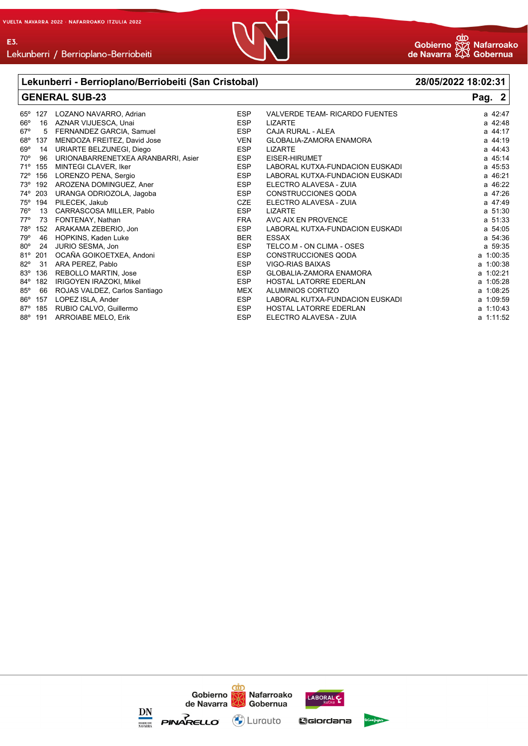## Lekunberri - Berrioplano/Berriobeiti (San Cristobal) — 28/05/2022 18:02:31

## GENERAL SUB-23

| Pos. | Dorsal | Nombre | País | Equipo | Tiempo |
|---|---|---|---|---|---|
| 65º | 127 | LOZANO NAVARRO, Adrian | ESP | VALVERDE TEAM- RICARDO FUENTES | a 42:47 |
| 66º | 16 | AZNAR VIJUESCA, Unai | ESP | LIZARTE | a 42:48 |
| 67º | 5 | FERNANDEZ GARCIA, Samuel | ESP | CAJA RURAL - ALEA | a 44:17 |
| 68º | 137 | MENDOZA FREITEZ, David Jose | VEN | GLOBALIA-ZAMORA ENAMORA | a 44:19 |
| 69º | 14 | URIARTE BELZUNEGI, Diego | ESP | LIZARTE | a 44:43 |
| 70º | 96 | URIONABARRENETXEA ARANBARRI, Asier | ESP | EISER-HIRUMET | a 45:14 |
| 71º | 155 | MINTEGI CLAVER, Iker | ESP | LABORAL KUTXA-FUNDACION EUSKADI | a 45:53 |
| 72º | 156 | LORENZO PENA, Sergio | ESP | LABORAL KUTXA-FUNDACION EUSKADI | a 46:21 |
| 73º | 192 | AROZENA DOMINGUEZ, Aner | ESP | ELECTRO ALAVESA - ZUIA | a 46:22 |
| 74º | 203 | URANGA ODRIOZOLA, Jagoba | ESP | CONSTRUCCIONES QODA | a 47:26 |
| 75º | 194 | PILECEK, Jakub | CZE | ELECTRO ALAVESA - ZUIA | a 47:49 |
| 76º | 13 | CARRASCOSA MILLER, Pablo | ESP | LIZARTE | a 51:30 |
| 77º | 73 | FONTENAY, Nathan | FRA | AVC AIX EN PROVENCE | a 51:33 |
| 78º | 152 | ARAKAMA ZEBERIO, Jon | ESP | LABORAL KUTXA-FUNDACION EUSKADI | a 54:05 |
| 79º | 46 | HOPKINS, Kaden Luke | BER | ESSAX | a 54:36 |
| 80º | 24 | JURIO SESMA, Jon | ESP | TELCO.M - ON CLIMA - OSES | a 59:35 |
| 81º | 201 | OCAÑA GOIKOETXEA, Andoni | ESP | CONSTRUCCIONES QODA | a 1:00:35 |
| 82º | 31 | ARA PEREZ, Pablo | ESP | VIGO-RIAS BAIXAS | a 1:00:38 |
| 83º | 136 | REBOLLO MARTIN, Jose | ESP | GLOBALIA-ZAMORA ENAMORA | a 1:02:21 |
| 84º | 182 | IRIGOYEN IRAZOKI, Mikel | ESP | HOSTAL LATORRE EDERLAN | a 1:05:28 |
| 85º | 66 | ROJAS VALDEZ, Carlos Santiago | MEX | ALUMINIOS CORTIZO | a 1:08:25 |
| 86º | 157 | LOPEZ ISLA, Ander | ESP | LABORAL KUTXA-FUNDACION EUSKADI | a 1:09:59 |
| 87º | 185 | RUBIO CALVO, Guillermo | ESP | HOSTAL LATORRE EDERLAN | a 1:10:43 |
| 88º | 191 | ARROIABE MELO, Erik | ESP | ELECTRO ALAVESA - ZUIA | a 1:11:52 |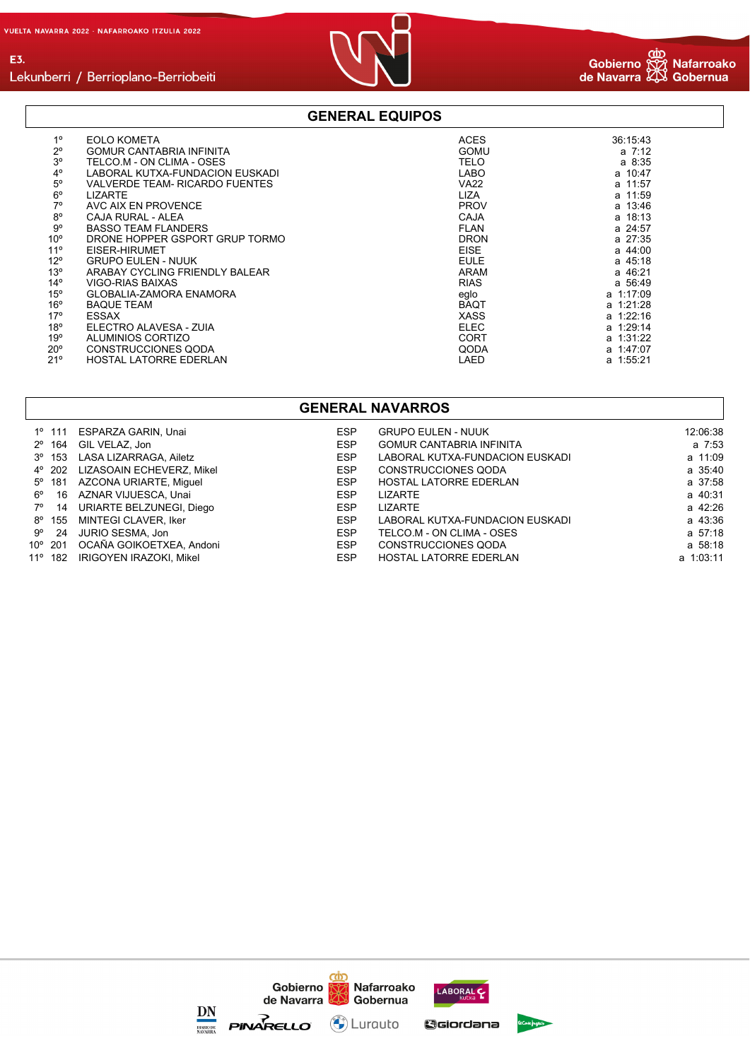## GENERAL EQUIPOS

| | | | |
|---|---|---|---|
| 1º | EOLO KOMETA | ACES | 36:15:43 |
| 2º | GOMUR CANTABRIA INFINITA | GOMU | a 7:12 |
| 3º | TELCO.M - ON CLIMA - OSES | TELO | a 8:35 |
| 4º | LABORAL KUTXA-FUNDACION EUSKADI | LABO | a 10:47 |
| 5º | VALVERDE TEAM- RICARDO FUENTES | VA22 | a 11:57 |
| 6º | LIZARTE | LIZA | a 11:59 |
| 7º | AVC AIX EN PROVENCE | PROV | a 13:46 |
| 8º | CAJA RURAL - ALEA | CAJA | a 18:13 |
| 9º | BASSO TEAM FLANDERS | FLAN | a 24:57 |
| 10º | DRONE HOPPER GSPORT GRUP TORMO | DRON | a 27:35 |
| 11º | EISER-HIRUMET | EISE | a 44:00 |
| 12º | GRUPO EULEN - NUUK | EULE | a 45:18 |
| 13º | ARABAY CYCLING FRIENDLY BALEAR | ARAM | a 46:21 |
| 14º | VIGO-RIAS BAIXAS | RIAS | a 56:49 |
| 15º | GLOBALIA-ZAMORA ENAMORA | eglo | a 1:17:09 |
| 16º | BAQUE TEAM | BAQT | a 1:21:28 |
| 17º | ESSAX | XASS | a 1:22:16 |
| 18º | ELECTRO ALAVESA - ZUIA | ELEC | a 1:29:14 |
| 19º | ALUMINIOS CORTIZO | CORT | a 1:31:22 |
| 20º | CONSTRUCCIONES QODA | QODA | a 1:47:07 |
| 21º | HOSTAL LATORRE EDERLAN | LAED | a 1:55:21 |

## GENERAL NAVARROS

| | | | | | |
|---|---|---|---|---|---|
| 1º | 111 | ESPARZA GARIN, Unai | ESP | GRUPO EULEN - NUUK | 12:06:38 |
| 2º | 164 | GIL VELAZ, Jon | ESP | GOMUR CANTABRIA INFINITA | a 7:53 |
| 3º | 153 | LASA LIZARRAGA, Ailetz | ESP | LABORAL KUTXA-FUNDACION EUSKADI | a 11:09 |
| 4º | 202 | LIZASOAIN ECHEVERZ, Mikel | ESP | CONSTRUCCIONES QODA | a 35:40 |
| 5º | 181 | AZCONA URIARTE, Miguel | ESP | HOSTAL LATORRE EDERLAN | a 37:58 |
| 6º | 16 | AZNAR VIJUESCA, Unai | ESP | LIZARTE | a 40:31 |
| 7º | 14 | URIARTE BELZUNEGI, Diego | ESP | LIZARTE | a 42:26 |
| 8º | 155 | MINTEGI CLAVER, Iker | ESP | LABORAL KUTXA-FUNDACION EUSKADI | a 43:36 |
| 9º | 24 | JURIO SESMA, Jon | ESP | TELCO.M - ON CLIMA - OSES | a 57:18 |
| 10º | 201 | OCAÑA GOIKOETXEA, Andoni | ESP | CONSTRUCCIONES QODA | a 58:18 |
| 11º | 182 | IRIGOYEN IRAZOKI, Mikel | ESP | HOSTAL LATORRE EDERLAN | a 1:03:11 |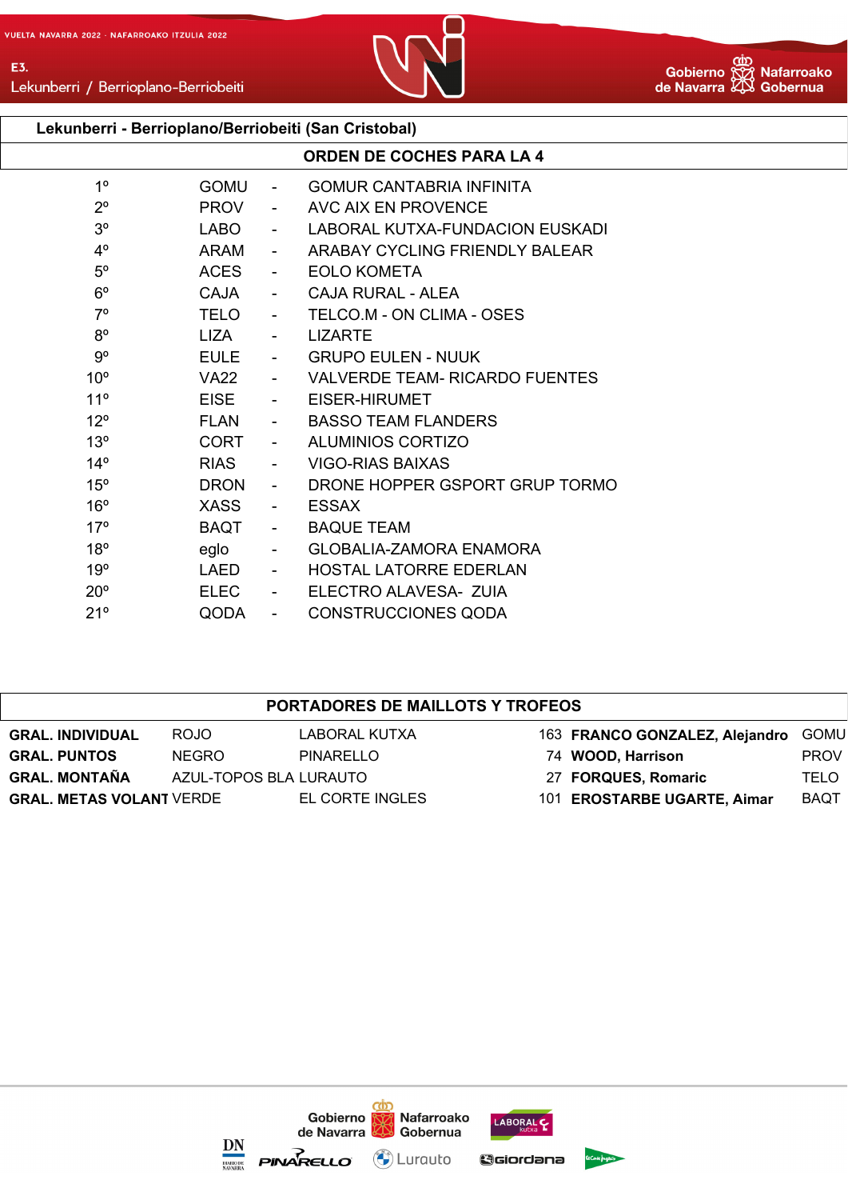## Lekunberri - Berrioplano/Berriobeiti (San Cristobal)

### ORDEN DE COCHES PARA LA 4

| | | | |
|---|---|---|---|
| 1º | GOMU | - | GOMUR CANTABRIA INFINITA |
| 2º | PROV | - | AVC AIX EN PROVENCE |
| 3º | LABO | - | LABORAL KUTXA-FUNDACION EUSKADI |
| 4º | ARAM | - | ARABAY CYCLING FRIENDLY BALEAR |
| 5º | ACES | - | EOLO KOMETA |
| 6º | CAJA | - | CAJA RURAL - ALEA |
| 7º | TELO | - | TELCO.M - ON CLIMA - OSES |
| 8º | LIZA | - | LIZARTE |
| 9º | EULE | - | GRUPO EULEN - NUUK |
| 10º | VA22 | - | VALVERDE TEAM- RICARDO FUENTES |
| 11º | EISE | - | EISER-HIRUMET |
| 12º | FLAN | - | BASSO TEAM FLANDERS |
| 13º | CORT | - | ALUMINIOS CORTIZO |
| 14º | RIAS | - | VIGO-RIAS BAIXAS |
| 15º | DRON | - | DRONE HOPPER GSPORT GRUP TORMO |
| 16º | XASS | - | ESSAX |
| 17º | BAQT | - | BAQUE TEAM |
| 18º | eglo | - | GLOBALIA-ZAMORA ENAMORA |
| 19º | LAED | - | HOSTAL LATORRE EDERLAN |
| 20º | ELEC | - | ELECTRO ALAVESA- ZUIA |
| 21º | QODA | - | CONSTRUCCIONES QODA |

### PORTADORES DE MAILLOTS Y TROFEOS

| | | | | | |
|---|---|---|---|---|---|
| **GRAL. INDIVIDUAL** | ROJO | LABORAL KUTXA | 163 | **FRANCO GONZALEZ, Alejandro** | GOMU |
| **GRAL. PUNTOS** | NEGRO | PINARELLO | 74 | **WOOD, Harrison** | PROV |
| **GRAL. MONTAÑA** | AZUL-TOPOS BLA | LURAUTO | 27 | **FORQUES, Romaric** | TELO |
| **GRAL. METAS VOLANT** | VERDE | EL CORTE INGLES | 101 | **EROSTARBE UGARTE, Aimar** | BAQT |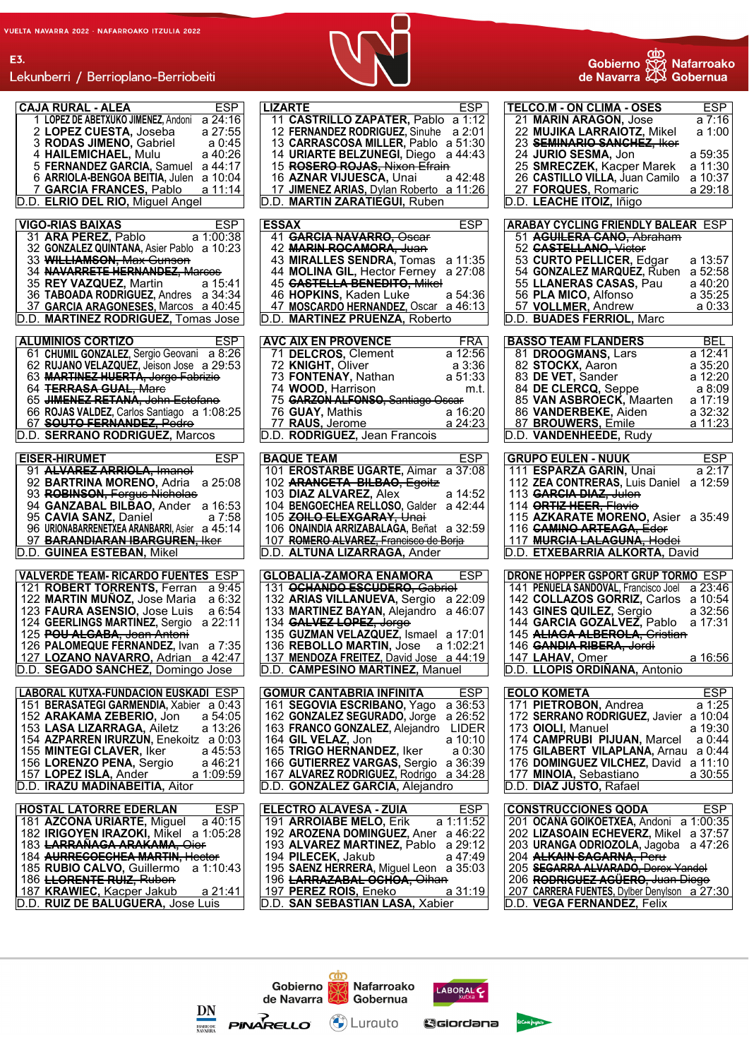VUELTA NAVARRA 2022 · NAFARROAKO IZTULIA 2022

## E3.

## Lekunberri / Berrioplano-Berriobeiti

Gobierno de Navarra / Nafarroako Gobernua

| CAJA RURAL - ALEA | ESP |
|---|---|
| 1 LOPEZ DE ABETXUKO JIMENEZ, Andoni | a 24:16 |
| 2 LOPEZ CUESTA, Joseba | a 27:55 |
| 3 RODAS JIMENO, Gabriel | a 0:45 |
| 4 HAILEMICHAEL, Mulu | a 40:26 |
| 5 FERNANDEZ GARCIA, Samuel | a 44:17 |
| 6 ARRIOLA-BENGOA BEITIA, Julen | a 10:04 |
| 7 GARCIA FRANCES, Pablo | a 11:14 |
| D.D. ELRIO DEL RIO, Miguel Angel | |

| LIZARTE | ESP |
|---|---|
| 11 CASTRILLO ZAPATER, Pablo | a 1:12 |
| 12 FERNANDEZ RODRIGUEZ, Sinuhe | a 2:01 |
| 13 CARRASCOSA MILLER, Pablo | a 51:30 |
| 14 URIARTE BELZUNEGI, Diego | a 44:43 |
| 15 ~~ROSERO ROJAS, Nixon Efrain~~ | |
| 16 AZNAR VIJUESCA, Unai | a 42:48 |
| 17 JIMENEZ ARIAS, Dylan Roberto | a 11:26 |
| D.D. MARTIN ZARATIEGUI, Ruben | |

| TELCO.M - ON CLIMA - OSES | ESP |
|---|---|
| 21 MARIN ARAGON, Jose | a 7:16 |
| 22 MUJIKA LARRAIOTZ, Mikel | a 1:00 |
| 23 ~~SEMINARIO SANCHEZ, Iker~~ | |
| 24 JURIO SESMA, Jon | a 59:35 |
| 25 SMRECZEK, Kacper Marek | a 11:30 |
| 26 CASTILLO VILLA, Juan Camilo | a 10:37 |
| 27 FORQUES, Romaric | a 29:18 |
| D.D. LEACHE ITOIZ, Iñigo | |

| VIGO-RIAS BAIXAS | ESP |
|---|---|
| 31 ARA PEREZ, Pablo | a 1:00:38 |
| 32 GONZALEZ QUINTANA, Asier Pablo | a 10:23 |
| 33 ~~WILLIAMSON, Max Gunson~~ | |
| 34 ~~NAVARRETE HERNANDEZ, Marcos~~ | |
| 35 REY VAZQUEZ, Martin | a 15:41 |
| 36 TABOADA RODRIGUEZ, Andres | a 34:34 |
| 37 GARCIA ARAGONESES, Marcos | a 40:45 |
| D.D. MARTINEZ RODRIGUEZ, Tomas Jose | |

| ESSAX | ESP |
|---|---|
| 41 ~~GARCIA NAVARRO, Oscar~~ | |
| 42 ~~MARIN ROCAMORA, Juan~~ | |
| 43 MIRALLES SENDRA, Tomas | a 11:35 |
| 44 MOLINA GIL, Hector Ferney | a 27:08 |
| 45 ~~CASTELLA BENEDITO, Mikel~~ | |
| 46 HOPKINS, Kaden Luke | a 54:36 |
| 47 MOSCARDO HERNANDEZ, Oscar | a 46:13 |
| D.D. MARTINEZ PRUENZA, Roberto | |

| ARABAY CYCLING FRIENDLY BALEAR | ESP |
|---|---|
| 51 ~~AGUILERA CANO, Abraham~~ | |
| 52 ~~CASTELLANO, Victor~~ | |
| 53 CURTO PELLICER, Edgar | a 13:57 |
| 54 GONZALEZ MARQUEZ, Ruben | a 52:58 |
| 55 LLANERAS CASAS, Pau | a 40:20 |
| 56 PLA MICO, Alfonso | a 35:25 |
| 57 VOLLMER, Andrew | a 0:33 |
| D.D. BUADES FERRIOL, Marc | |

| ALUMINIOS CORTIZO | ESP |
|---|---|
| 61 CHUMIL GONZALEZ, Sergio Geovani | a 8:26 |
| 62 RUJANO VELAZQUEZ, Jeison Jose | a 29:53 |
| 63 ~~MARTINEZ HUERTA, Jorge Fabrizio~~ | |
| 64 ~~TERRASA GUAL, Marc~~ | |
| 65 ~~JIMENEZ RETANA, John Estefano~~ | |
| 66 ROJAS VALDEZ, Carlos Santiago | a 1:08:25 |
| 67 ~~SOUTO FERNANDEZ, Pedro~~ | |
| D.D. SERRANO RODRIGUEZ, Marcos | |

| AVC AIX EN PROVENCE | FRA |
|---|---|
| 71 DELCROS, Clement | a 12:56 |
| 72 KNIGHT, Oliver | a 3:36 |
| 73 FONTENAY, Nathan | a 51:33 |
| 74 WOOD, Harrison | m.t. |
| 75 ~~GARZON ALFONSO, Santiago Oscar~~ | |
| 76 GUAY, Mathis | a 16:20 |
| 77 RAUS, Jerome | a 24:23 |
| D.D. RODRIGUEZ, Jean Francois | |

| BASSO TEAM FLANDERS | BEL |
|---|---|
| 81 DROOGMANS, Lars | a 12:41 |
| 82 STOCKX, Aaron | a 35:20 |
| 83 DE VET, Sander | a 12:20 |
| 84 DE CLERCQ, Seppe | a 8:09 |
| 85 VAN ASBROECK, Maarten | a 17:19 |
| 86 VANDERBEKE, Aiden | a 32:32 |
| 87 BROUWERS, Emile | a 11:23 |
| D.D. VANDENHEEDE, Rudy | |

| EISER-HIRUMET | ESP |
|---|---|
| 91 ~~ALVAREZ ARRIOLA, Imanol~~ | |
| 92 BARTRINA MORENO, Adria | a 25:08 |
| 93 ~~ROBINSON, Fergus Nicholas~~ | |
| 94 GANZABAL BILBAO, Ander | a 16:53 |
| 95 CAVIA SANZ, Daniel | a 7:58 |
| 96 URIONABARRENETXEA ARANBARRI, Asier | a 45:14 |
| 97 ~~BARANDIARAN IBARGUREN, Iker~~ | |
| D.D. GUINEA ESTEBAN, Mikel | |

| BAQUE TEAM | ESP |
|---|---|
| 101 EROSTARBE UGARTE, Aimar | a 37:08 |
| 102 ~~ARANGETA BILBAO, Egoitz~~ | |
| 103 DIAZ ALVAREZ, Alex | a 14:52 |
| 104 BENGOECHEA RELLOSO, Galder | a 42:44 |
| 105 ~~ZOILO ELEXGARAY, Unai~~ | |
| 106 ONAINDIA ARRIZABALAGA, Beñat | a 32:59 |
| 107 ~~ROMERO ALVAREZ, Francisco de Borja~~ | |
| D.D. ALTUNA LIZARRAGA, Ander | |

| GRUPO EULEN - NUUK | ESP |
|---|---|
| 111 ESPARZA GARIN, Unai | a 2:17 |
| 112 ZEA CONTRERAS, Luis Daniel | a 12:59 |
| 113 ~~GARCIA DIAZ, Julen~~ | |
| 114 ~~ORTIZ HEER, Flavio~~ | |
| 115 AZKARATE MORENO, Asier | a 35:49 |
| 116 ~~CAMINO ARTEAGA, Eder~~ | |
| 117 ~~MURCIA LALAGUNA, Hodei~~ | |
| D.D. ETXEBARRIA ALKORTA, David | |

| VALVERDE TEAM- RICARDO FUENTES | ESP |
|---|---|
| 121 ROBERT TORRENTS, Ferran | a 9:45 |
| 122 MARTIN MUÑOZ, Jose Maria | a 6:32 |
| 123 FAURA ASENSIO, Jose Luis | a 6:54 |
| 124 GEERLINGS MARTINEZ, Sergio | a 22:11 |
| 125 ~~POU ALGABA, Joan Antoni~~ | |
| 126 PALOMEQUE FERNANDEZ, Ivan | a 7:35 |
| 127 LOZANO NAVARRO, Adrian | a 42:47 |
| D.D. SEGADO SANCHEZ, Domingo Jose | |

| GLOBALIA-ZAMORA ENAMORA | ESP |
|---|---|
| 131 ~~OCHANDO ESCUDERO, Gabriel~~ | |
| 132 ARIAS VILLANUEVA, Sergio | a 22:09 |
| 133 MARTINEZ BAYAN, Alejandro | a 46:07 |
| 134 ~~GALVEZ LOPEZ, Jorge~~ | |
| 135 GUZMAN VELAZQUEZ, Ismael | a 17:01 |
| 136 REBOLLO MARTIN, Jose | a 1:02:21 |
| 137 MENDOZA FREITAZ, David Jose | a 44:19 |
| D.D. CAMPESINO MARTINEZ, Manuel | |

| DRONE HOPPER GSPORT GRUP TORMO | ESP |
|---|---|
| 141 PEÑUELA SANDOVAL, Francisco Joel | a 23:46 |
| 142 COLLAZOS GORRIZ, Carlos | a 10:54 |
| 143 GINES QUILEZ, Sergio | a 32:56 |
| 144 GARCIA GOZALVEZ, Pablo | a 17:31 |
| 145 ~~ALIAGA ALBEROLA, Cristian~~ | |
| 146 ~~GANDIA RIBERA, Jordi~~ | |
| 147 LAHAV, Omer | a 16:56 |
| D.D. LLOPIS ORDIÑANA, Antonio | |

| LABORAL KUTXA-FUNDACION EUSKADI | ESP |
|---|---|
| 151 BERASATEGI GARMENDIA, Xabier | a 0:43 |
| 152 ARAKAMA ZEBERIO, Jon | a 54:05 |
| 153 LASA LIZARRAGA, Ailetz | a 13:26 |
| 154 AZPARREN IRURZUN, Enekoitz | a 0:03 |
| 155 MINTEGI CLAVER, Iker | a 45:53 |
| 156 LORENZO PENA, Sergio | a 46:21 |
| 157 LOPEZ ISLA, Ander | a 1:09:59 |
| D.D. IRAZU MADINABEITIA, Aitor | |

| GOMUR CANTABRIA INFINITA | ESP |
|---|---|
| 161 SEGOVIA ESCRIBANO, Yago | a 36:53 |
| 162 GONZALEZ SEGURADO, Jorge | a 26:52 |
| 163 FRANCO GONZALEZ, Alejandro | LIDER |
| 164 GIL VELAZ, Jon | a 10:10 |
| 165 TRIGO HERNANDEZ, Iker | a 0:30 |
| 166 GUTIERREZ VARGAS, Sergio | a 36:39 |
| 167 ALVAREZ RODRIGUEZ, Rodrigo | a 34:28 |
| D.D. GONZALEZ GARCIA, Alejandro | |

| EOLO KOMETA | ESP |
|---|---|
| 171 PIETROBON, Andrea | a 1:25 |
| 172 SERRANO RODRIGUEZ, Javier | a 10:04 |
| 173 OIOLI, Manuel | a 19:30 |
| 174 CAMPRUBI PIJUAN, Marcel | a 0:44 |
| 175 GILABERT VILAPLANA, Arnau | a 0:44 |
| 176 DOMINGUEZ VILCHEZ, David | a 11:10 |
| 177 MINOIA, Sebastiano | a 30:55 |
| D.D. DIAZ JUSTO, Rafael | |

| HOSTAL LATORRE EDERLAN | ESP |
|---|---|
| 181 AZCONA URIARTE, Miguel | a 40:15 |
| 182 IRIGOYEN IRAZOKI, Mikel | a 1:05:28 |
| 183 ~~LARRAÑAGA ARAKAMA, Oier~~ | |
| 184 ~~AURRECOECHEA MARTIN, Hector~~ | |
| 185 RUBIO CALVO, Guillermo | a 1:10:43 |
| 186 ~~LLORENTE RUIZ, Ruben~~ | |
| 187 KRAWIEC, Kacper Jakub | a 21:41 |
| D.D. RUIZ DE BALUGUERA, Jose Luis | |

| ELECTRO ALAVESA - ZUIA | ESP |
|---|---|
| 191 ARROIABE MELO, Erik | a 1:11:52 |
| 192 AROZENA DOMINGUEZ, Aner | a 46:22 |
| 193 ALVAREZ MARTINEZ, Pablo | a 29:12 |
| 194 PILECEK, Jakub | a 47:49 |
| 195 SAENZ HERRERA, Miguel Leon | a 35:03 |
| 196 ~~LARRAZABAL OCHOA, Oihan~~ | |
| 197 PEREZ ROIS, Eneko | a 31:19 |
| D.D. SAN SEBASTIAN LASA, Xabier | |

| CONSTRUCCIONES QODA | ESP |
|---|---|
| 201 OCAÑA GOIKOETXEA, Andoni | a 1:00:35 |
| 202 LIZASOAIN ECHEVERZ, Mikel | a 37:57 |
| 203 URANGA ODRIOZOLA, Jagoba | a 47:26 |
| 204 ~~ALKAIN SAGARNA, Peru~~ | |
| 205 ~~SEGARRA ALVARADO, Derex Yandel~~ | |
| 206 ~~RODRIGUEZ AGÜERO, Juan Diego~~ | |
| 207 CARRERA FUENTES, Dylber Denylson | a 27:30 |
| D.D. VEGA FERNANDEZ, Felix | |